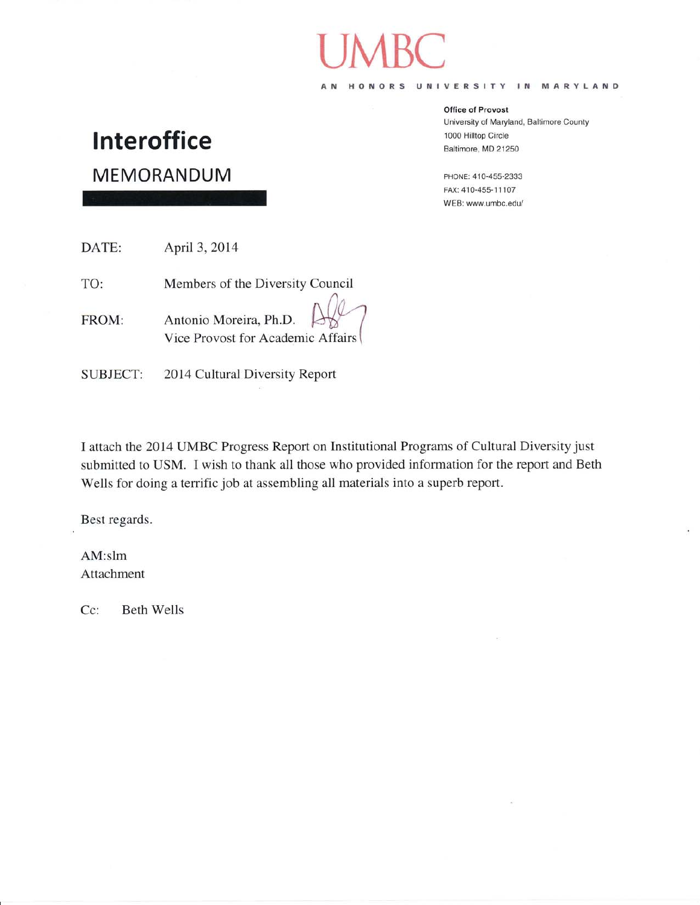# UMBC

AN HONORS UNIVERSITY IN MARYLAND

**Office of Provost**
University of Maryland, Baltimore County
1000 Hilltop Circle
Baltimore, MD 21250

PHONE: 410-455-2333
FAX: 410-455-11107
WEB: www.umbc.edu/

# Interoffice

## MEMORANDUM

DATE: April 3, 2014

TO: Members of the Diversity Council

FROM: Antonio Moreira, Ph.D.
Vice Provost for Academic Affairs

SUBJECT: 2014 Cultural Diversity Report

I attach the 2014 UMBC Progress Report on Institutional Programs of Cultural Diversity just submitted to USM. I wish to thank all those who provided information for the report and Beth Wells for doing a terrific job at assembling all materials into a superb report.

Best regards.

AM:slm
Attachment

Cc: Beth Wells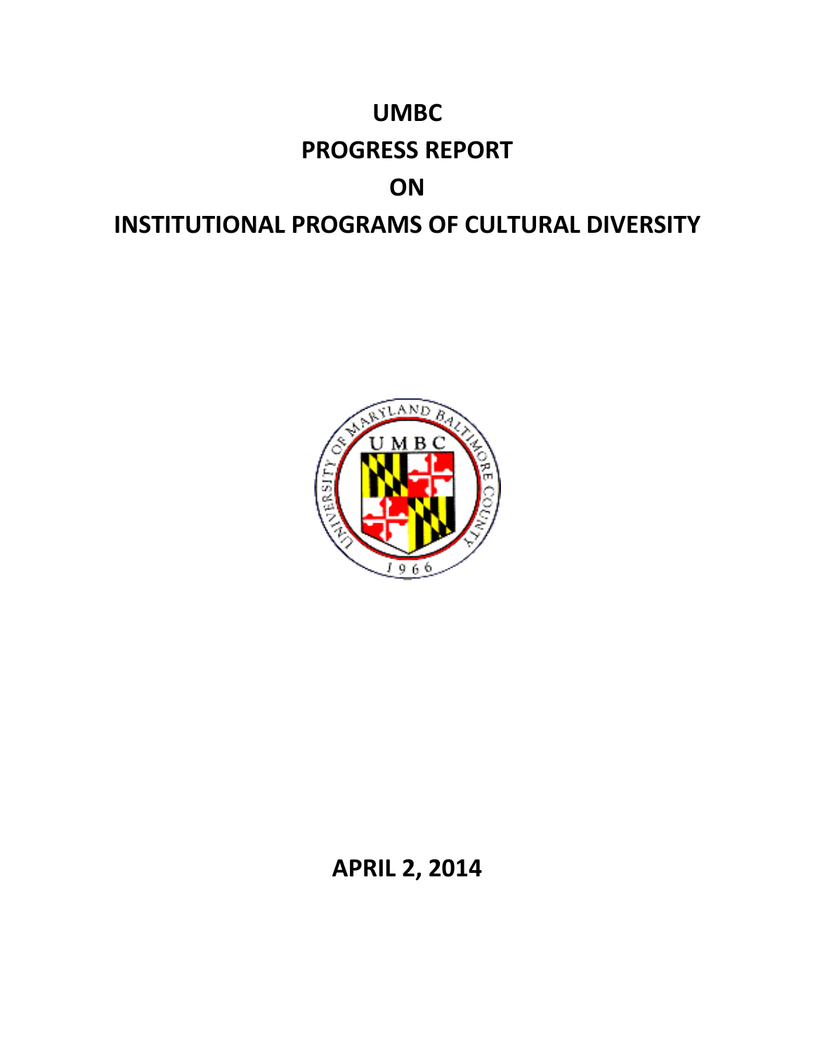# UMBC

# PROGRESS REPORT

# ON

# INSTITUTIONAL PROGRAMS OF CULTURAL DIVERSITY

**APRIL 2, 2014**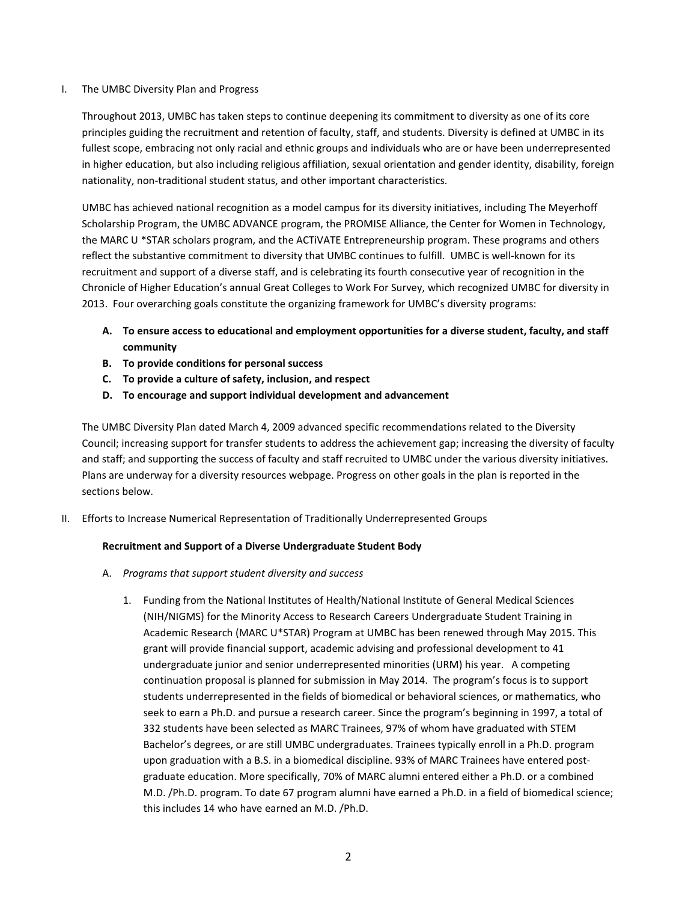I. The UMBC Diversity Plan and Progress

Throughout 2013, UMBC has taken steps to continue deepening its commitment to diversity as one of its core principles guiding the recruitment and retention of faculty, staff, and students. Diversity is defined at UMBC in its fullest scope, embracing not only racial and ethnic groups and individuals who are or have been underrepresented in higher education, but also including religious affiliation, sexual orientation and gender identity, disability, foreign nationality, non-traditional student status, and other important characteristics.

UMBC has achieved national recognition as a model campus for its diversity initiatives, including The Meyerhoff Scholarship Program, the UMBC ADVANCE program, the PROMISE Alliance, the Center for Women in Technology, the MARC U *STAR scholars program, and the ACTiVATE Entrepreneurship program. These programs and others reflect the substantive commitment to diversity that UMBC continues to fulfill. UMBC is well-known for its recruitment and support of a diverse staff, and is celebrating its fourth consecutive year of recognition in the Chronicle of Higher Education's annual Great Colleges to Work For Survey, which recognized UMBC for diversity in 2013. Four overarching goals constitute the organizing framework for UMBC's diversity programs:

- **A. To ensure access to educational and employment opportunities for a diverse student, faculty, and staff community**
- **B. To provide conditions for personal success**
- **C. To provide a culture of safety, inclusion, and respect**
- **D. To encourage and support individual development and advancement**

The UMBC Diversity Plan dated March 4, 2009 advanced specific recommendations related to the Diversity Council; increasing support for transfer students to address the achievement gap; increasing the diversity of faculty and staff; and supporting the success of faculty and staff recruited to UMBC under the various diversity initiatives. Plans are underway for a diversity resources webpage. Progress on other goals in the plan is reported in the sections below.

II. Efforts to Increase Numerical Representation of Traditionally Underrepresented Groups

**Recruitment and Support of a Diverse Undergraduate Student Body**

A. *Programs that support student diversity and success*

1. Funding from the National Institutes of Health/National Institute of General Medical Sciences (NIH/NIGMS) for the Minority Access to Research Careers Undergraduate Student Training in Academic Research (MARC U*STAR) Program at UMBC has been renewed through May 2015. This grant will provide financial support, academic advising and professional development to 41 undergraduate junior and senior underrepresented minorities (URM) his year. A competing continuation proposal is planned for submission in May 2014. The program's focus is to support students underrepresented in the fields of biomedical or behavioral sciences, or mathematics, who seek to earn a Ph.D. and pursue a research career. Since the program's beginning in 1997, a total of 332 students have been selected as MARC Trainees, 97% of whom have graduated with STEM Bachelor's degrees, or are still UMBC undergraduates. Trainees typically enroll in a Ph.D. program upon graduation with a B.S. in a biomedical discipline. 93% of MARC Trainees have entered post-graduate education. More specifically, 70% of MARC alumni entered either a Ph.D. or a combined M.D. /Ph.D. program. To date 67 program alumni have earned a Ph.D. in a field of biomedical science; this includes 14 who have earned an M.D. /Ph.D.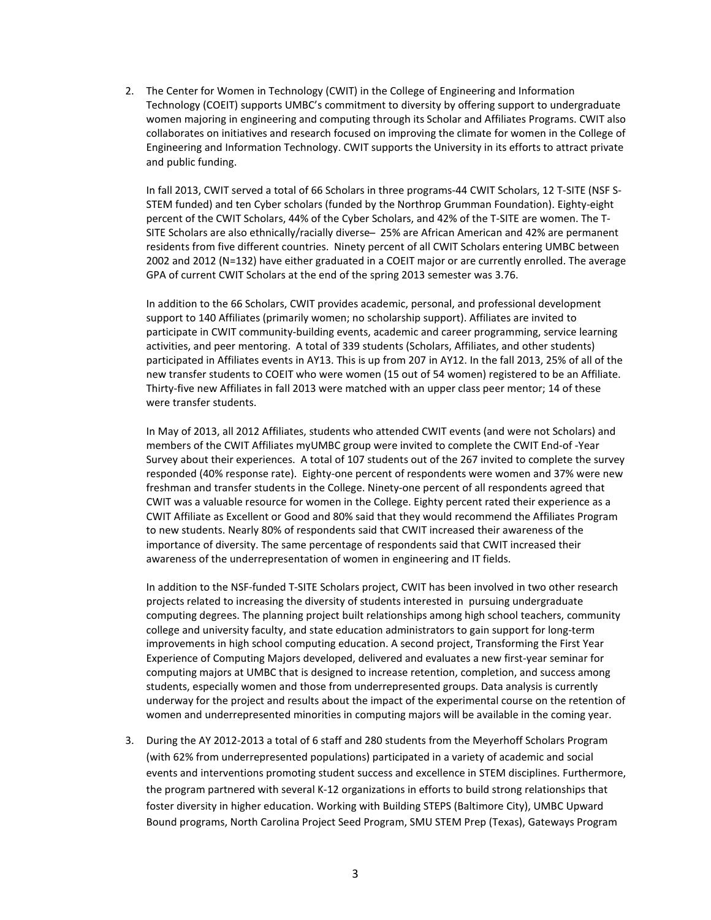2. The Center for Women in Technology (CWIT) in the College of Engineering and Information Technology (COEIT) supports UMBC's commitment to diversity by offering support to undergraduate women majoring in engineering and computing through its Scholar and Affiliates Programs. CWIT also collaborates on initiatives and research focused on improving the climate for women in the College of Engineering and Information Technology. CWIT supports the University in its efforts to attract private and public funding.

   In fall 2013, CWIT served a total of 66 Scholars in three programs-44 CWIT Scholars, 12 T-SITE (NSF S-STEM funded) and ten Cyber scholars (funded by the Northrop Grumman Foundation). Eighty-eight percent of the CWIT Scholars, 44% of the Cyber Scholars, and 42% of the T-SITE are women. The T-SITE Scholars are also ethnically/racially diverse– 25% are African American and 42% are permanent residents from five different countries. Ninety percent of all CWIT Scholars entering UMBC between 2002 and 2012 (N=132) have either graduated in a COEIT major or are currently enrolled. The average GPA of current CWIT Scholars at the end of the spring 2013 semester was 3.76.

   In addition to the 66 Scholars, CWIT provides academic, personal, and professional development support to 140 Affiliates (primarily women; no scholarship support). Affiliates are invited to participate in CWIT community-building events, academic and career programming, service learning activities, and peer mentoring. A total of 339 students (Scholars, Affiliates, and other students) participated in Affiliates events in AY13. This is up from 207 in AY12. In the fall 2013, 25% of all of the new transfer students to COEIT who were women (15 out of 54 women) registered to be an Affiliate. Thirty-five new Affiliates in fall 2013 were matched with an upper class peer mentor; 14 of these were transfer students.

   In May of 2013, all 2012 Affiliates, students who attended CWIT events (and were not Scholars) and members of the CWIT Affiliates myUMBC group were invited to complete the CWIT End-of -Year Survey about their experiences. A total of 107 students out of the 267 invited to complete the survey responded (40% response rate). Eighty-one percent of respondents were women and 37% were new freshman and transfer students in the College. Ninety-one percent of all respondents agreed that CWIT was a valuable resource for women in the College. Eighty percent rated their experience as a CWIT Affiliate as Excellent or Good and 80% said that they would recommend the Affiliates Program to new students. Nearly 80% of respondents said that CWIT increased their awareness of the importance of diversity. The same percentage of respondents said that CWIT increased their awareness of the underrepresentation of women in engineering and IT fields.

   In addition to the NSF-funded T-SITE Scholars project, CWIT has been involved in two other research projects related to increasing the diversity of students interested in pursuing undergraduate computing degrees. The planning project built relationships among high school teachers, community college and university faculty, and state education administrators to gain support for long-term improvements in high school computing education. A second project, Transforming the First Year Experience of Computing Majors developed, delivered and evaluates a new first-year seminar for computing majors at UMBC that is designed to increase retention, completion, and success among students, especially women and those from underrepresented groups. Data analysis is currently underway for the project and results about the impact of the experimental course on the retention of women and underrepresented minorities in computing majors will be available in the coming year.

3. During the AY 2012-2013 a total of 6 staff and 280 students from the Meyerhoff Scholars Program (with 62% from underrepresented populations) participated in a variety of academic and social events and interventions promoting student success and excellence in STEM disciplines. Furthermore, the program partnered with several K-12 organizations in efforts to build strong relationships that foster diversity in higher education. Working with Building STEPS (Baltimore City), UMBC Upward Bound programs, North Carolina Project Seed Program, SMU STEM Prep (Texas), Gateways Program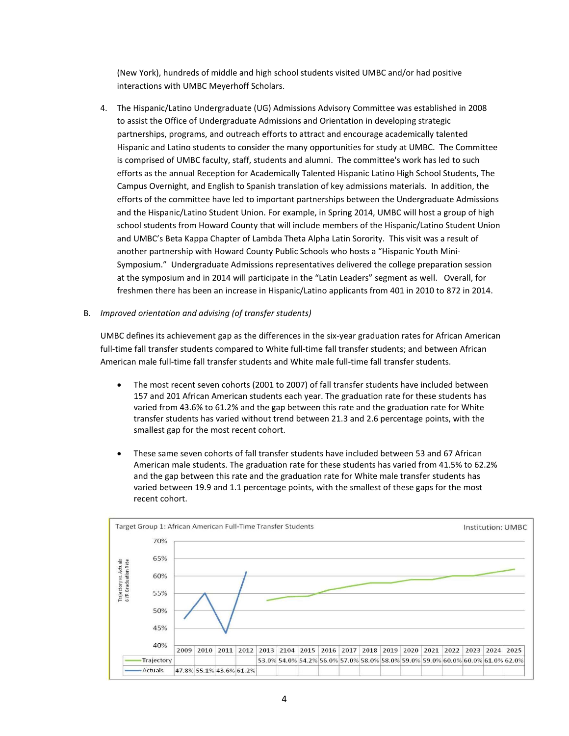(New York), hundreds of middle and high school students visited UMBC and/or had positive interactions with UMBC Meyerhoff Scholars.

4. The Hispanic/Latino Undergraduate (UG) Admissions Advisory Committee was established in 2008 to assist the Office of Undergraduate Admissions and Orientation in developing strategic partnerships, programs, and outreach efforts to attract and encourage academically talented Hispanic and Latino students to consider the many opportunities for study at UMBC. The Committee is comprised of UMBC faculty, staff, students and alumni. The committee's work has led to such efforts as the annual Reception for Academically Talented Hispanic Latino High School Students, The Campus Overnight, and English to Spanish translation of key admissions materials. In addition, the efforts of the committee have led to important partnerships between the Undergraduate Admissions and the Hispanic/Latino Student Union. For example, in Spring 2014, UMBC will host a group of high school students from Howard County that will include members of the Hispanic/Latino Student Union and UMBC's Beta Kappa Chapter of Lambda Theta Alpha Latin Sorority. This visit was a result of another partnership with Howard County Public Schools who hosts a "Hispanic Youth Mini-Symposium." Undergraduate Admissions representatives delivered the college preparation session at the symposium and in 2014 will participate in the "Latin Leaders" segment as well. Overall, for freshmen there has been an increase in Hispanic/Latino applicants from 401 in 2010 to 872 in 2014.

B. *Improved orientation and advising (of transfer students)*

UMBC defines its achievement gap as the differences in the six-year graduation rates for African American full-time fall transfer students compared to White full-time fall transfer students; and between African American male full-time fall transfer students and White male full-time fall transfer students.

- The most recent seven cohorts (2001 to 2007) of fall transfer students have included between 157 and 201 African American students each year. The graduation rate for these students has varied from 43.6% to 61.2% and the gap between this rate and the graduation rate for White transfer students has varied without trend between 21.3 and 2.6 percentage points, with the smallest gap for the most recent cohort.

- These same seven cohorts of fall transfer students have included between 53 and 67 African American male students. The graduation rate for these students has varied from 41.5% to 62.2% and the gap between this rate and the graduation rate for White male transfer students has varied between 19.9 and 1.1 percentage points, with the smallest of these gaps for the most recent cohort.

Target Group 1: African American Full-Time Transfer Students — Institution: UMBC

Trajectory vs. Actuals 6 YR Graduation Rate

| | 2009 | 2010 | 2011 | 2012 | 2013 | 2104 | 2015 | 2016 | 2017 | 2018 | 2019 | 2020 | 2021 | 2022 | 2023 | 2024 | 2025 |
|---|---|---|---|---|---|---|---|---|---|---|---|---|---|---|---|---|---|
| Trajectory | | | | | 53.0% | 54.0% | 54.2% | 56.0% | 57.0% | 58.0% | 58.0% | 59.0% | 59.0% | 60.0% | 60.0% | 61.0% | 62.0% |
| Actuals | 47.8% | 55.1% | 43.6% | 61.2% | | | | | | | | | | | | | |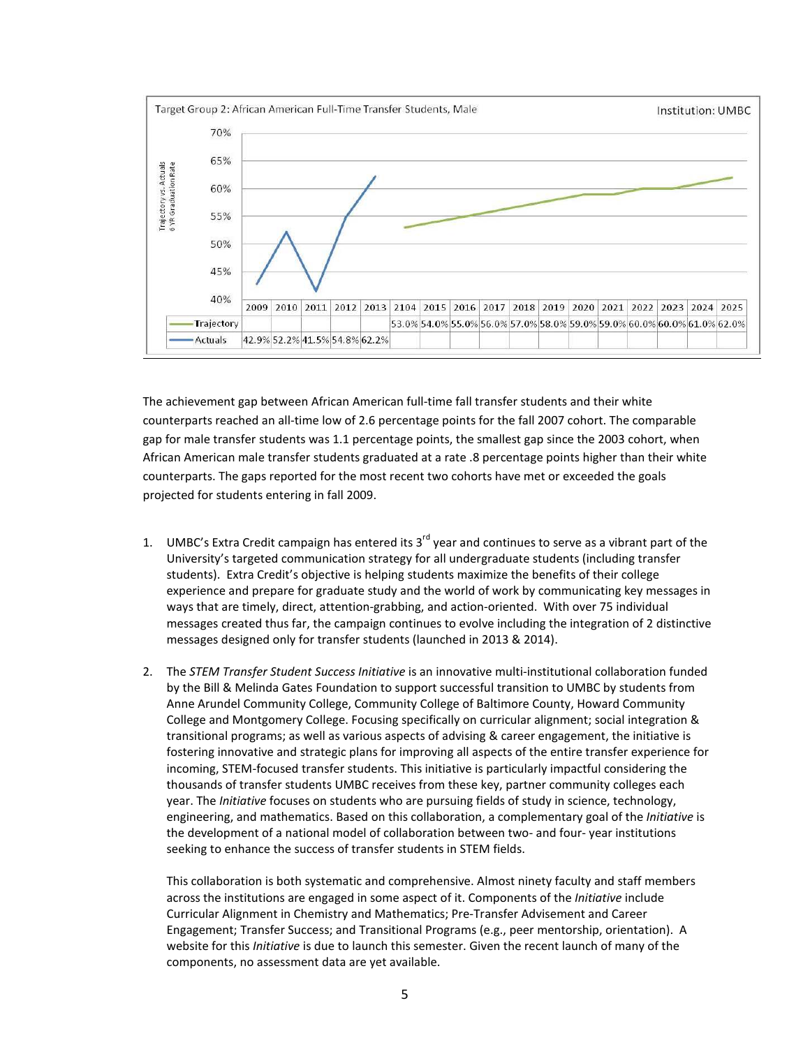Target Group 2: African American Full-Time Transfer Students, Male — Institution: UMBC

Trajectory vs. Actuals 6 YR Graduation Rate

| | 2009 | 2010 | 2011 | 2012 | 2013 | 2104 | 2015 | 2016 | 2017 | 2018 | 2019 | 2020 | 2021 | 2022 | 2023 | 2024 | 2025 |
|---|---|---|---|---|---|---|---|---|---|---|---|---|---|---|---|---|---|
| Trajectory | | | | | | 53.0% | 54.0% | 55.0% | 56.0% | 57.0% | 58.0% | 59.0% | 59.0% | 60.0% | 60.0% | 61.0% | 62.0% |
| Actuals | 42.9% | 52.2% | 41.5% | 54.8% | 62.2% | | | | | | | | | | | | |

The achievement gap between African American full-time fall transfer students and their white counterparts reached an all-time low of 2.6 percentage points for the fall 2007 cohort. The comparable gap for male transfer students was 1.1 percentage points, the smallest gap since the 2003 cohort, when African American male transfer students graduated at a rate .8 percentage points higher than their white counterparts. The gaps reported for the most recent two cohorts have met or exceeded the goals projected for students entering in fall 2009.

1. UMBC's Extra Credit campaign has entered its 3rd year and continues to serve as a vibrant part of the University's targeted communication strategy for all undergraduate students (including transfer students). Extra Credit's objective is helping students maximize the benefits of their college experience and prepare for graduate study and the world of work by communicating key messages in ways that are timely, direct, attention-grabbing, and action-oriented. With over 75 individual messages created thus far, the campaign continues to evolve including the integration of 2 distinctive messages designed only for transfer students (launched in 2013 & 2014).

2. The *STEM Transfer Student Success Initiative* is an innovative multi-institutional collaboration funded by the Bill & Melinda Gates Foundation to support successful transition to UMBC by students from Anne Arundel Community College, Community College of Baltimore County, Howard Community College and Montgomery College. Focusing specifically on curricular alignment; social integration & transitional programs; as well as various aspects of advising & career engagement, the initiative is fostering innovative and strategic plans for improving all aspects of the entire transfer experience for incoming, STEM-focused transfer students. This initiative is particularly impactful considering the thousands of transfer students UMBC receives from these key, partner community colleges each year. The *Initiative* focuses on students who are pursuing fields of study in science, technology, engineering, and mathematics. Based on this collaboration, a complementary goal of the *Initiative* is the development of a national model of collaboration between two- and four- year institutions seeking to enhance the success of transfer students in STEM fields.

   This collaboration is both systematic and comprehensive. Almost ninety faculty and staff members across the institutions are engaged in some aspect of it. Components of the *Initiative* include Curricular Alignment in Chemistry and Mathematics; Pre-Transfer Advisement and Career Engagement; Transfer Success; and Transitional Programs (e.g., peer mentorship, orientation). A website for this *Initiative* is due to launch this semester. Given the recent launch of many of the components, no assessment data are yet available.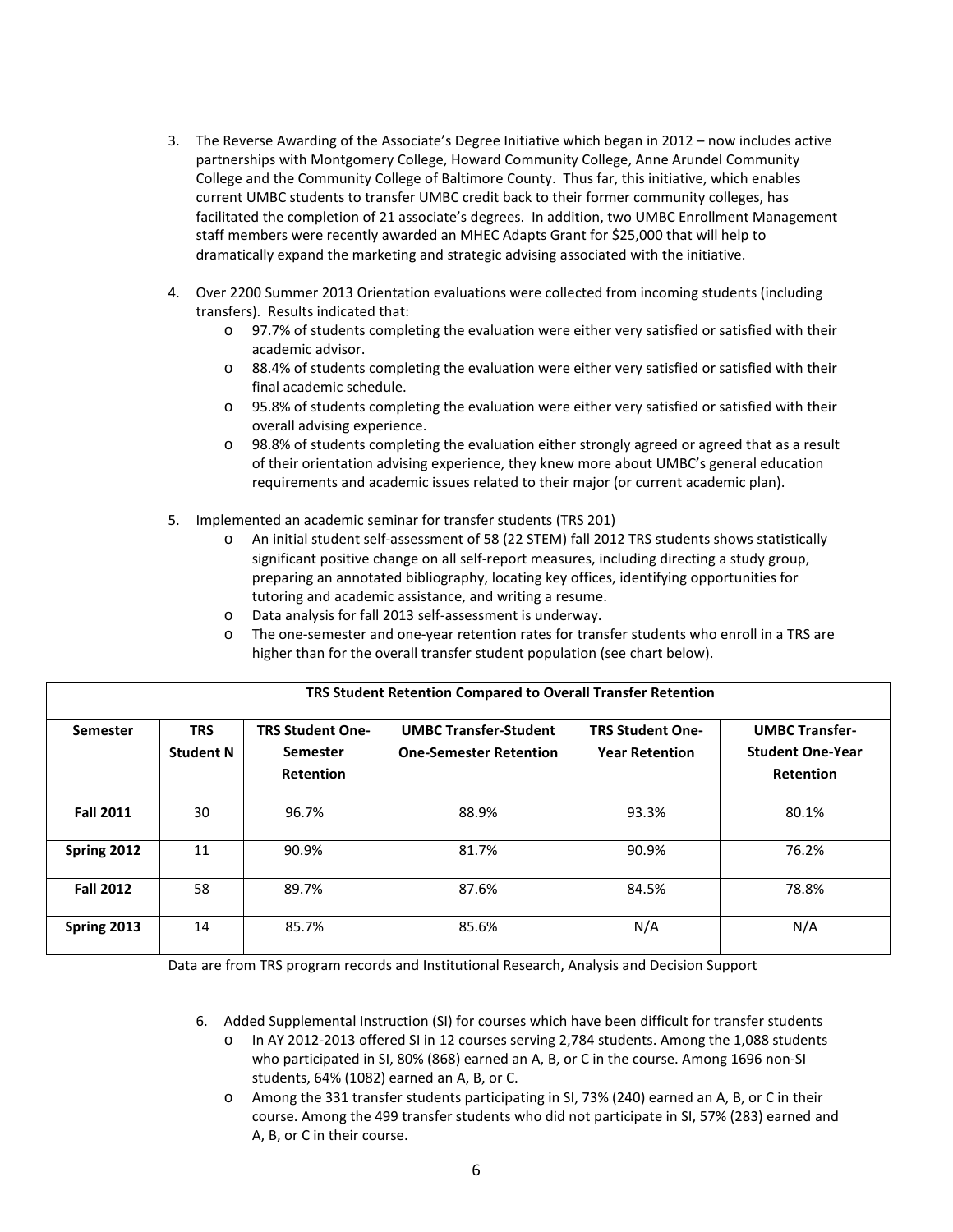3. The Reverse Awarding of the Associate's Degree Initiative which began in 2012 – now includes active partnerships with Montgomery College, Howard Community College, Anne Arundel Community College and the Community College of Baltimore County. Thus far, this initiative, which enables current UMBC students to transfer UMBC credit back to their former community colleges, has facilitated the completion of 21 associate's degrees. In addition, two UMBC Enrollment Management staff members were recently awarded an MHEC Adapts Grant for $25,000 that will help to dramatically expand the marketing and strategic advising associated with the initiative.

4. Over 2200 Summer 2013 Orientation evaluations were collected from incoming students (including transfers). Results indicated that:
   - 97.7% of students completing the evaluation were either very satisfied or satisfied with their academic advisor.
   - 88.4% of students completing the evaluation were either very satisfied or satisfied with their final academic schedule.
   - 95.8% of students completing the evaluation were either very satisfied or satisfied with their overall advising experience.
   - 98.8% of students completing the evaluation either strongly agreed or agreed that as a result of their orientation advising experience, they knew more about UMBC's general education requirements and academic issues related to their major (or current academic plan).

5. Implemented an academic seminar for transfer students (TRS 201)
   - An initial student self-assessment of 58 (22 STEM) fall 2012 TRS students shows statistically significant positive change on all self-report measures, including directing a study group, preparing an annotated bibliography, locating key offices, identifying opportunities for tutoring and academic assistance, and writing a resume.
   - Data analysis for fall 2013 self-assessment is underway.
   - The one-semester and one-year retention rates for transfer students who enroll in a TRS are higher than for the overall transfer student population (see chart below).

**TRS Student Retention Compared to Overall Transfer Retention**

| Semester | TRS Student N | TRS Student One-Semester Retention | UMBC Transfer-Student One-Semester Retention | TRS Student One-Year Retention | UMBC Transfer-Student One-Year Retention |
|---|---|---|---|---|---|
| **Fall 2011** | 30 | 96.7% | 88.9% | 93.3% | 80.1% |
| **Spring 2012** | 11 | 90.9% | 81.7% | 90.9% | 76.2% |
| **Fall 2012** | 58 | 89.7% | 87.6% | 84.5% | 78.8% |
| **Spring 2013** | 14 | 85.7% | 85.6% | N/A | N/A |

Data are from TRS program records and Institutional Research, Analysis and Decision Support

6. Added Supplemental Instruction (SI) for courses which have been difficult for transfer students
   - In AY 2012-2013 offered SI in 12 courses serving 2,784 students. Among the 1,088 students who participated in SI, 80% (868) earned an A, B, or C in the course. Among 1696 non-SI students, 64% (1082) earned an A, B, or C.
   - Among the 331 transfer students participating in SI, 73% (240) earned an A, B, or C in their course. Among the 499 transfer students who did not participate in SI, 57% (283) earned and A, B, or C in their course.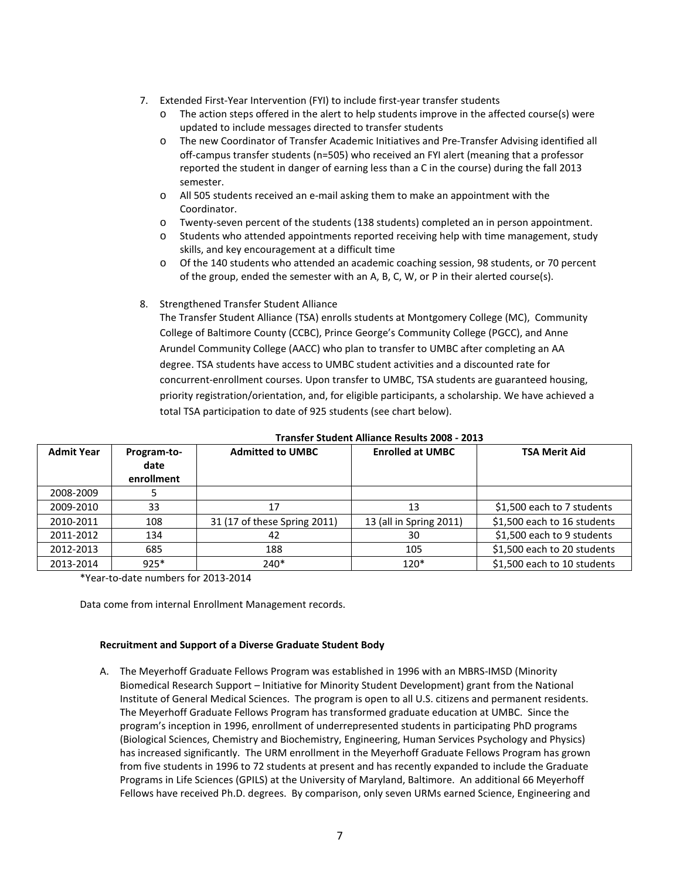7. Extended First-Year Intervention (FYI) to include first-year transfer students
   - The action steps offered in the alert to help students improve in the affected course(s) were updated to include messages directed to transfer students
   - The new Coordinator of Transfer Academic Initiatives and Pre-Transfer Advising identified all off-campus transfer students (n=505) who received an FYI alert (meaning that a professor reported the student in danger of earning less than a C in the course) during the fall 2013 semester.
   - All 505 students received an e-mail asking them to make an appointment with the Coordinator.
   - Twenty-seven percent of the students (138 students) completed an in person appointment.
   - Students who attended appointments reported receiving help with time management, study skills, and key encouragement at a difficult time
   - Of the 140 students who attended an academic coaching session, 98 students, or 70 percent of the group, ended the semester with an A, B, C, W, or P in their alerted course(s).

8. Strengthened Transfer Student Alliance

   The Transfer Student Alliance (TSA) enrolls students at Montgomery College (MC), Community College of Baltimore County (CCBC), Prince George's Community College (PGCC), and Anne Arundel Community College (AACC) who plan to transfer to UMBC after completing an AA degree. TSA students have access to UMBC student activities and a discounted rate for concurrent-enrollment courses. Upon transfer to UMBC, TSA students are guaranteed housing, priority registration/orientation, and, for eligible participants, a scholarship. We have achieved a total TSA participation to date of 925 students (see chart below).

**Transfer Student Alliance Results 2008 - 2013**

| Admit Year | Program-to-date enrollment | Admitted to UMBC | Enrolled at UMBC | TSA Merit Aid |
|---|---|---|---|---|
| 2008-2009 | 5 | | | |
| 2009-2010 | 33 | 17 | 13 | $1,500 each to 7 students |
| 2010-2011 | 108 | 31 (17 of these Spring 2011) | 13 (all in Spring 2011) | $1,500 each to 16 students |
| 2011-2012 | 134 | 42 | 30 | $1,500 each to 9 students |
| 2012-2013 | 685 | 188 | 105 | $1,500 each to 20 students |
| 2013-2014 | 925* | 240* | 120* | $1,500 each to 10 students |

*Year-to-date numbers for 2013-2014

Data come from internal Enrollment Management records.

**Recruitment and Support of a Diverse Graduate Student Body**

A. The Meyerhoff Graduate Fellows Program was established in 1996 with an MBRS-IMSD (Minority Biomedical Research Support – Initiative for Minority Student Development) grant from the National Institute of General Medical Sciences. The program is open to all U.S. citizens and permanent residents. The Meyerhoff Graduate Fellows Program has transformed graduate education at UMBC. Since the program's inception in 1996, enrollment of underrepresented students in participating PhD programs (Biological Sciences, Chemistry and Biochemistry, Engineering, Human Services Psychology and Physics) has increased significantly. The URM enrollment in the Meyerhoff Graduate Fellows Program has grown from five students in 1996 to 72 students at present and has recently expanded to include the Graduate Programs in Life Sciences (GPILS) at the University of Maryland, Baltimore. An additional 66 Meyerhoff Fellows have received Ph.D. degrees. By comparison, only seven URMs earned Science, Engineering and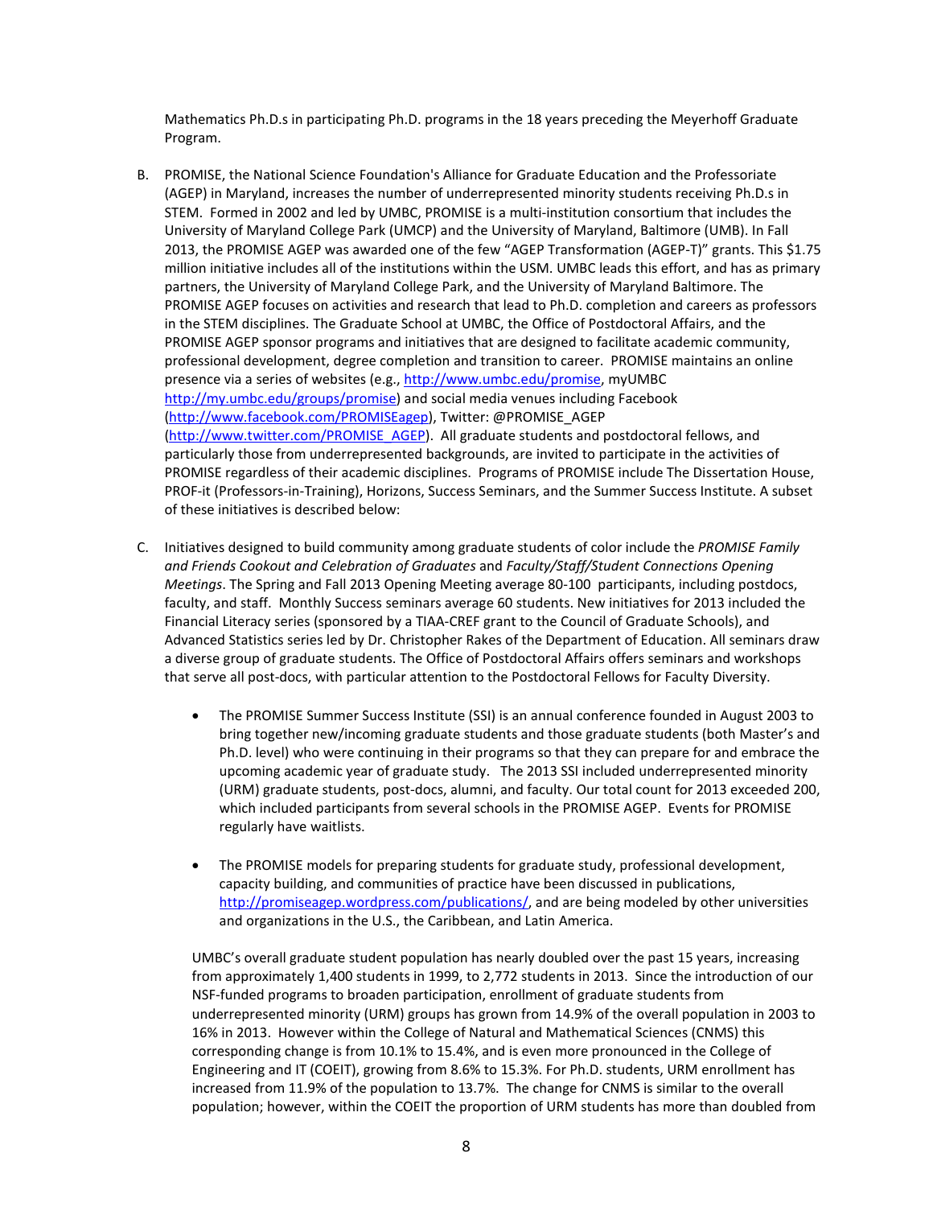Mathematics Ph.D.s in participating Ph.D. programs in the 18 years preceding the Meyerhoff Graduate Program.

B. PROMISE, the National Science Foundation's Alliance for Graduate Education and the Professoriate (AGEP) in Maryland, increases the number of underrepresented minority students receiving Ph.D.s in STEM. Formed in 2002 and led by UMBC, PROMISE is a multi-institution consortium that includes the University of Maryland College Park (UMCP) and the University of Maryland, Baltimore (UMB). In Fall 2013, the PROMISE AGEP was awarded one of the few "AGEP Transformation (AGEP-T)" grants. This $1.75 million initiative includes all of the institutions within the USM. UMBC leads this effort, and has as primary partners, the University of Maryland College Park, and the University of Maryland Baltimore. The PROMISE AGEP focuses on activities and research that lead to Ph.D. completion and careers as professors in the STEM disciplines. The Graduate School at UMBC, the Office of Postdoctoral Affairs, and the PROMISE AGEP sponsor programs and initiatives that are designed to facilitate academic community, professional development, degree completion and transition to career. PROMISE maintains an online presence via a series of websites (e.g., http://www.umbc.edu/promise, myUMBC http://my.umbc.edu/groups/promise) and social media venues including Facebook (http://www.facebook.com/PROMISEagep), Twitter: @PROMISE_AGEP (http://www.twitter.com/PROMISE_AGEP). All graduate students and postdoctoral fellows, and particularly those from underrepresented backgrounds, are invited to participate in the activities of PROMISE regardless of their academic disciplines. Programs of PROMISE include The Dissertation House, PROF-it (Professors-in-Training), Horizons, Success Seminars, and the Summer Success Institute. A subset of these initiatives is described below:

C. Initiatives designed to build community among graduate students of color include the *PROMISE Family and Friends Cookout and Celebration of Graduates* and *Faculty/Staff/Student Connections Opening Meetings*. The Spring and Fall 2013 Opening Meeting average 80-100 participants, including postdocs, faculty, and staff. Monthly Success seminars average 60 students. New initiatives for 2013 included the Financial Literacy series (sponsored by a TIAA-CREF grant to the Council of Graduate Schools), and Advanced Statistics series led by Dr. Christopher Rakes of the Department of Education. All seminars draw a diverse group of graduate students. The Office of Postdoctoral Affairs offers seminars and workshops that serve all post-docs, with particular attention to the Postdoctoral Fellows for Faculty Diversity.

- The PROMISE Summer Success Institute (SSI) is an annual conference founded in August 2003 to bring together new/incoming graduate students and those graduate students (both Master's and Ph.D. level) who were continuing in their programs so that they can prepare for and embrace the upcoming academic year of graduate study. The 2013 SSI included underrepresented minority (URM) graduate students, post-docs, alumni, and faculty. Our total count for 2013 exceeded 200, which included participants from several schools in the PROMISE AGEP. Events for PROMISE regularly have waitlists.

- The PROMISE models for preparing students for graduate study, professional development, capacity building, and communities of practice have been discussed in publications, http://promiseagep.wordpress.com/publications/, and are being modeled by other universities and organizations in the U.S., the Caribbean, and Latin America.

UMBC's overall graduate student population has nearly doubled over the past 15 years, increasing from approximately 1,400 students in 1999, to 2,772 students in 2013. Since the introduction of our NSF-funded programs to broaden participation, enrollment of graduate students from underrepresented minority (URM) groups has grown from 14.9% of the overall population in 2003 to 16% in 2013. However within the College of Natural and Mathematical Sciences (CNMS) this corresponding change is from 10.1% to 15.4%, and is even more pronounced in the College of Engineering and IT (COEIT), growing from 8.6% to 15.3%. For Ph.D. students, URM enrollment has increased from 11.9% of the population to 13.7%. The change for CNMS is similar to the overall population; however, within the COEIT the proportion of URM students has more than doubled from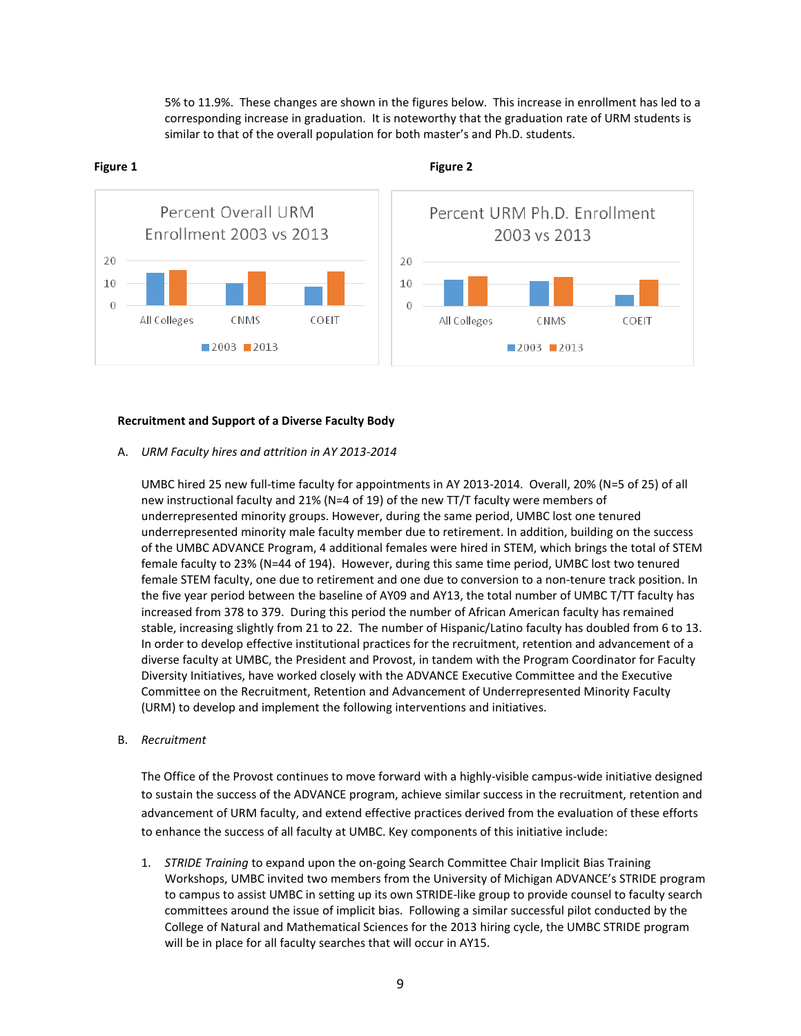5% to 11.9%. These changes are shown in the figures below. This increase in enrollment has led to a corresponding increase in graduation. It is noteworthy that the graduation rate of URM students is similar to that of the overall population for both master's and Ph.D. students.

**Figure 1**

Percent Overall URM Enrollment 2003 vs 2013

**Figure 2**

Percent URM Ph.D. Enrollment 2003 vs 2013

**Recruitment and Support of a Diverse Faculty Body**

A. *URM Faculty hires and attrition in AY 2013-2014*

UMBC hired 25 new full-time faculty for appointments in AY 2013-2014. Overall, 20% (N=5 of 25) of all new instructional faculty and 21% (N=4 of 19) of the new TT/T faculty were members of underrepresented minority groups. However, during the same period, UMBC lost one tenured underrepresented minority male faculty member due to retirement. In addition, building on the success of the UMBC ADVANCE Program, 4 additional females were hired in STEM, which brings the total of STEM female faculty to 23% (N=44 of 194). However, during this same time period, UMBC lost two tenured female STEM faculty, one due to retirement and one due to conversion to a non-tenure track position. In the five year period between the baseline of AY09 and AY13, the total number of UMBC T/TT faculty has increased from 378 to 379. During this period the number of African American faculty has remained stable, increasing slightly from 21 to 22. The number of Hispanic/Latino faculty has doubled from 6 to 13. In order to develop effective institutional practices for the recruitment, retention and advancement of a diverse faculty at UMBC, the President and Provost, in tandem with the Program Coordinator for Faculty Diversity Initiatives, have worked closely with the ADVANCE Executive Committee and the Executive Committee on the Recruitment, Retention and Advancement of Underrepresented Minority Faculty (URM) to develop and implement the following interventions and initiatives.

B. *Recruitment*

The Office of the Provost continues to move forward with a highly-visible campus-wide initiative designed to sustain the success of the ADVANCE program, achieve similar success in the recruitment, retention and advancement of URM faculty, and extend effective practices derived from the evaluation of these efforts to enhance the success of all faculty at UMBC. Key components of this initiative include:

1. *STRIDE Training* to expand upon the on-going Search Committee Chair Implicit Bias Training Workshops, UMBC invited two members from the University of Michigan ADVANCE's STRIDE program to campus to assist UMBC in setting up its own STRIDE-like group to provide counsel to faculty search committees around the issue of implicit bias. Following a similar successful pilot conducted by the College of Natural and Mathematical Sciences for the 2013 hiring cycle, the UMBC STRIDE program will be in place for all faculty searches that will occur in AY15.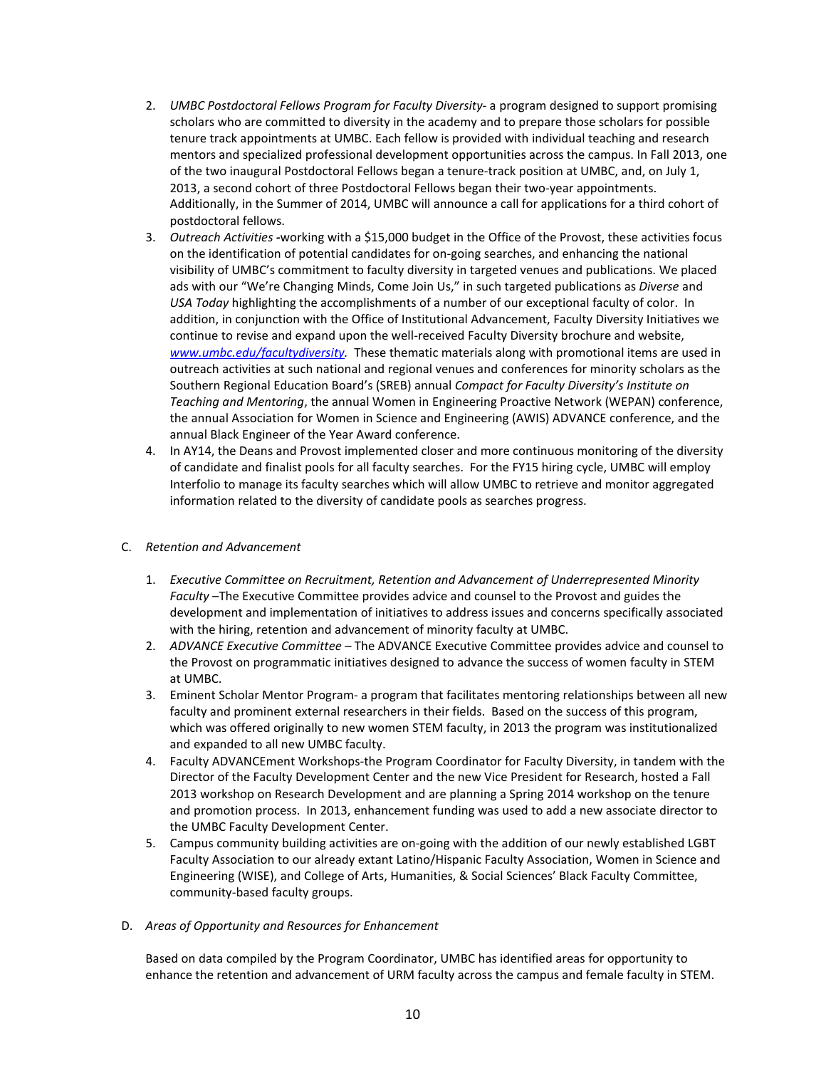2. *UMBC Postdoctoral Fellows Program for Faculty Diversity*- a program designed to support promising scholars who are committed to diversity in the academy and to prepare those scholars for possible tenure track appointments at UMBC. Each fellow is provided with individual teaching and research mentors and specialized professional development opportunities across the campus. In Fall 2013, one of the two inaugural Postdoctoral Fellows began a tenure-track position at UMBC, and, on July 1, 2013, a second cohort of three Postdoctoral Fellows began their two-year appointments. Additionally, in the Summer of 2014, UMBC will announce a call for applications for a third cohort of postdoctoral fellows.
3. *Outreach Activities* **-**working with a $15,000 budget in the Office of the Provost, these activities focus on the identification of potential candidates for on-going searches, and enhancing the national visibility of UMBC's commitment to faculty diversity in targeted venues and publications. We placed ads with our "We're Changing Minds, Come Join Us," in such targeted publications as *Diverse* and *USA Today* highlighting the accomplishments of a number of our exceptional faculty of color. In addition, in conjunction with the Office of Institutional Advancement, Faculty Diversity Initiatives we continue to revise and expand upon the well-received Faculty Diversity brochure and website, *www.umbc.edu/facultydiversity.* These thematic materials along with promotional items are used in outreach activities at such national and regional venues and conferences for minority scholars as the Southern Regional Education Board's (SREB) annual *Compact for Faculty Diversity's Institute on Teaching and Mentoring*, the annual Women in Engineering Proactive Network (WEPAN) conference, the annual Association for Women in Science and Engineering (AWIS) ADVANCE conference, and the annual Black Engineer of the Year Award conference.
4. In AY14, the Deans and Provost implemented closer and more continuous monitoring of the diversity of candidate and finalist pools for all faculty searches. For the FY15 hiring cycle, UMBC will employ Interfolio to manage its faculty searches which will allow UMBC to retrieve and monitor aggregated information related to the diversity of candidate pools as searches progress.

C. *Retention and Advancement*

1. *Executive Committee on Recruitment, Retention and Advancement of Underrepresented Minority Faculty* –The Executive Committee provides advice and counsel to the Provost and guides the development and implementation of initiatives to address issues and concerns specifically associated with the hiring, retention and advancement of minority faculty at UMBC.
2. *ADVANCE Executive Committee* – The ADVANCE Executive Committee provides advice and counsel to the Provost on programmatic initiatives designed to advance the success of women faculty in STEM at UMBC.
3. Eminent Scholar Mentor Program- a program that facilitates mentoring relationships between all new faculty and prominent external researchers in their fields. Based on the success of this program, which was offered originally to new women STEM faculty, in 2013 the program was institutionalized and expanded to all new UMBC faculty.
4. Faculty ADVANCEment Workshops-the Program Coordinator for Faculty Diversity, in tandem with the Director of the Faculty Development Center and the new Vice President for Research, hosted a Fall 2013 workshop on Research Development and are planning a Spring 2014 workshop on the tenure and promotion process. In 2013, enhancement funding was used to add a new associate director to the UMBC Faculty Development Center.
5. Campus community building activities are on-going with the addition of our newly established LGBT Faculty Association to our already extant Latino/Hispanic Faculty Association, Women in Science and Engineering (WISE), and College of Arts, Humanities, & Social Sciences' Black Faculty Committee, community-based faculty groups.

D. *Areas of Opportunity and Resources for Enhancement*

Based on data compiled by the Program Coordinator, UMBC has identified areas for opportunity to enhance the retention and advancement of URM faculty across the campus and female faculty in STEM.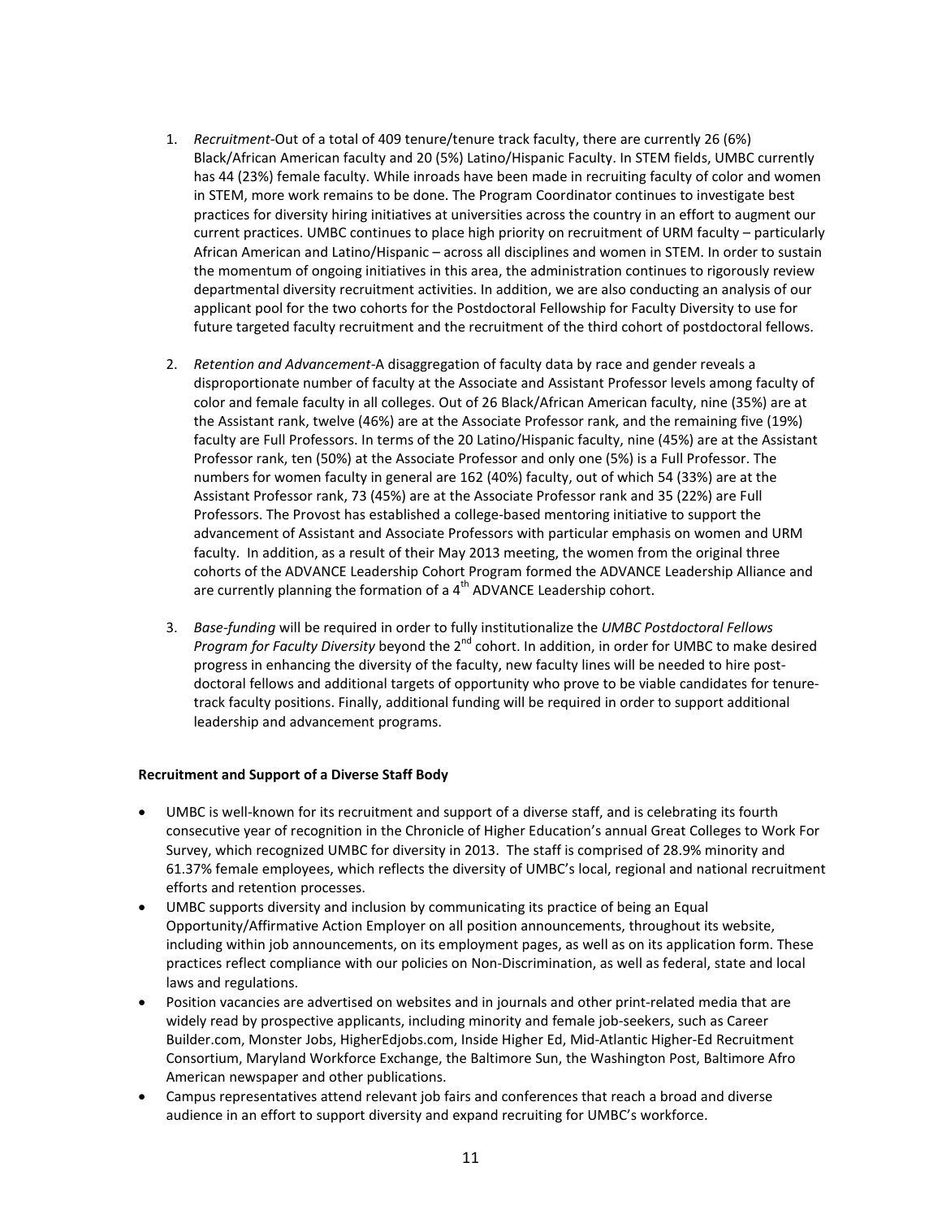1. *Recruitment*-Out of a total of 409 tenure/tenure track faculty, there are currently 26 (6%) Black/African American faculty and 20 (5%) Latino/Hispanic Faculty. In STEM fields, UMBC currently has 44 (23%) female faculty. While inroads have been made in recruiting faculty of color and women in STEM, more work remains to be done. The Program Coordinator continues to investigate best practices for diversity hiring initiatives at universities across the country in an effort to augment our current practices. UMBC continues to place high priority on recruitment of URM faculty – particularly African American and Latino/Hispanic – across all disciplines and women in STEM. In order to sustain the momentum of ongoing initiatives in this area, the administration continues to rigorously review departmental diversity recruitment activities. In addition, we are also conducting an analysis of our applicant pool for the two cohorts for the Postdoctoral Fellowship for Faculty Diversity to use for future targeted faculty recruitment and the recruitment of the third cohort of postdoctoral fellows.

2. *Retention and Advancement*-A disaggregation of faculty data by race and gender reveals a disproportionate number of faculty at the Associate and Assistant Professor levels among faculty of color and female faculty in all colleges. Out of 26 Black/African American faculty, nine (35%) are at the Assistant rank, twelve (46%) are at the Associate Professor rank, and the remaining five (19%) faculty are Full Professors. In terms of the 20 Latino/Hispanic faculty, nine (45%) are at the Assistant Professor rank, ten (50%) at the Associate Professor and only one (5%) is a Full Professor. The numbers for women faculty in general are 162 (40%) faculty, out of which 54 (33%) are at the Assistant Professor rank, 73 (45%) are at the Associate Professor rank and 35 (22%) are Full Professors. The Provost has established a college-based mentoring initiative to support the advancement of Assistant and Associate Professors with particular emphasis on women and URM faculty. In addition, as a result of their May 2013 meeting, the women from the original three cohorts of the ADVANCE Leadership Cohort Program formed the ADVANCE Leadership Alliance and are currently planning the formation of a 4th ADVANCE Leadership cohort.

3. *Base-funding* will be required in order to fully institutionalize the *UMBC Postdoctoral Fellows Program for Faculty Diversity* beyond the 2nd cohort. In addition, in order for UMBC to make desired progress in enhancing the diversity of the faculty, new faculty lines will be needed to hire post-doctoral fellows and additional targets of opportunity who prove to be viable candidates for tenure-track faculty positions. Finally, additional funding will be required in order to support additional leadership and advancement programs.

**Recruitment and Support of a Diverse Staff Body**

- UMBC is well-known for its recruitment and support of a diverse staff, and is celebrating its fourth consecutive year of recognition in the Chronicle of Higher Education's annual Great Colleges to Work For Survey, which recognized UMBC for diversity in 2013. The staff is comprised of 28.9% minority and 61.37% female employees, which reflects the diversity of UMBC's local, regional and national recruitment efforts and retention processes.
- UMBC supports diversity and inclusion by communicating its practice of being an Equal Opportunity/Affirmative Action Employer on all position announcements, throughout its website, including within job announcements, on its employment pages, as well as on its application form. These practices reflect compliance with our policies on Non-Discrimination, as well as federal, state and local laws and regulations.
- Position vacancies are advertised on websites and in journals and other print-related media that are widely read by prospective applicants, including minority and female job-seekers, such as Career Builder.com, Monster Jobs, HigherEdjobs.com, Inside Higher Ed, Mid-Atlantic Higher-Ed Recruitment Consortium, Maryland Workforce Exchange, the Baltimore Sun, the Washington Post, Baltimore Afro American newspaper and other publications.
- Campus representatives attend relevant job fairs and conferences that reach a broad and diverse audience in an effort to support diversity and expand recruiting for UMBC's workforce.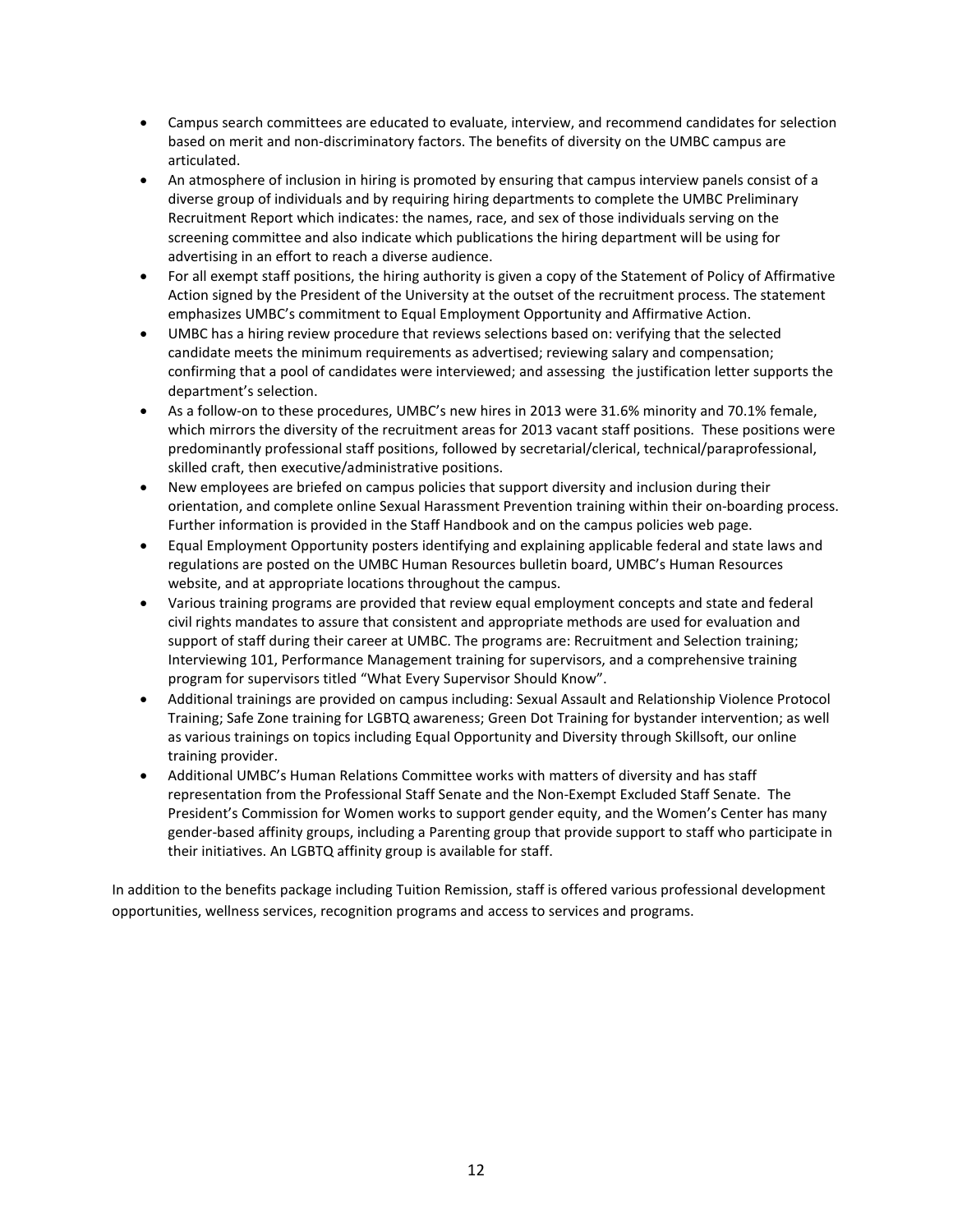- Campus search committees are educated to evaluate, interview, and recommend candidates for selection based on merit and non-discriminatory factors. The benefits of diversity on the UMBC campus are articulated.
- An atmosphere of inclusion in hiring is promoted by ensuring that campus interview panels consist of a diverse group of individuals and by requiring hiring departments to complete the UMBC Preliminary Recruitment Report which indicates: the names, race, and sex of those individuals serving on the screening committee and also indicate which publications the hiring department will be using for advertising in an effort to reach a diverse audience.
- For all exempt staff positions, the hiring authority is given a copy of the Statement of Policy of Affirmative Action signed by the President of the University at the outset of the recruitment process. The statement emphasizes UMBC's commitment to Equal Employment Opportunity and Affirmative Action.
- UMBC has a hiring review procedure that reviews selections based on: verifying that the selected candidate meets the minimum requirements as advertised; reviewing salary and compensation; confirming that a pool of candidates were interviewed; and assessing the justification letter supports the department's selection.
- As a follow-on to these procedures, UMBC's new hires in 2013 were 31.6% minority and 70.1% female, which mirrors the diversity of the recruitment areas for 2013 vacant staff positions. These positions were predominantly professional staff positions, followed by secretarial/clerical, technical/paraprofessional, skilled craft, then executive/administrative positions.
- New employees are briefed on campus policies that support diversity and inclusion during their orientation, and complete online Sexual Harassment Prevention training within their on-boarding process. Further information is provided in the Staff Handbook and on the campus policies web page.
- Equal Employment Opportunity posters identifying and explaining applicable federal and state laws and regulations are posted on the UMBC Human Resources bulletin board, UMBC's Human Resources website, and at appropriate locations throughout the campus.
- Various training programs are provided that review equal employment concepts and state and federal civil rights mandates to assure that consistent and appropriate methods are used for evaluation and support of staff during their career at UMBC. The programs are: Recruitment and Selection training; Interviewing 101, Performance Management training for supervisors, and a comprehensive training program for supervisors titled "What Every Supervisor Should Know".
- Additional trainings are provided on campus including: Sexual Assault and Relationship Violence Protocol Training; Safe Zone training for LGBTQ awareness; Green Dot Training for bystander intervention; as well as various trainings on topics including Equal Opportunity and Diversity through Skillsoft, our online training provider.
- Additional UMBC's Human Relations Committee works with matters of diversity and has staff representation from the Professional Staff Senate and the Non-Exempt Excluded Staff Senate. The President's Commission for Women works to support gender equity, and the Women's Center has many gender-based affinity groups, including a Parenting group that provide support to staff who participate in their initiatives. An LGBTQ affinity group is available for staff.

In addition to the benefits package including Tuition Remission, staff is offered various professional development opportunities, wellness services, recognition programs and access to services and programs.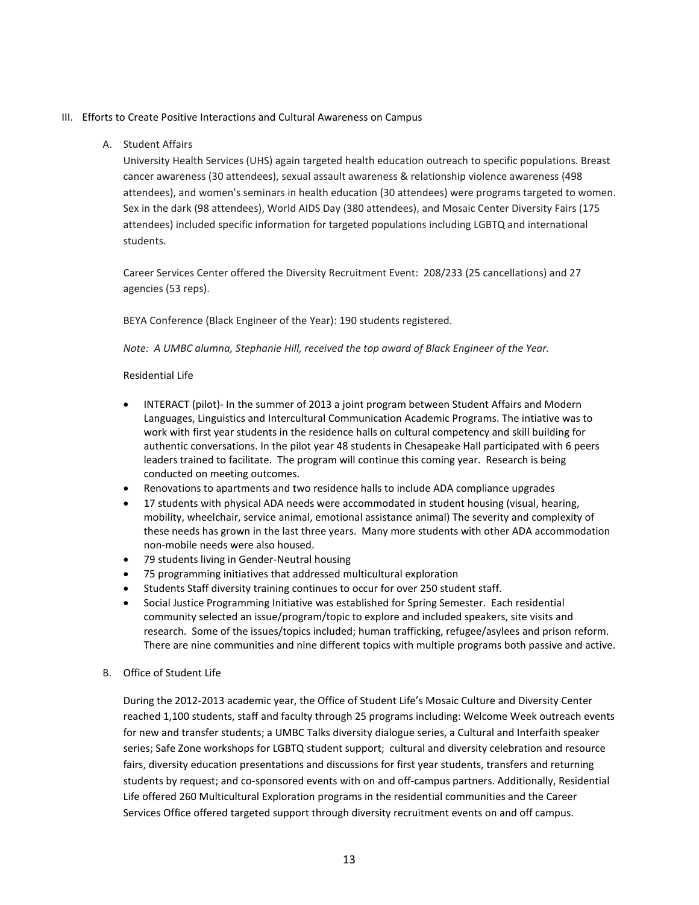## III. Efforts to Create Positive Interactions and Cultural Awareness on Campus

### A. Student Affairs

University Health Services (UHS) again targeted health education outreach to specific populations. Breast cancer awareness (30 attendees), sexual assault awareness & relationship violence awareness (498 attendees), and women's seminars in health education (30 attendees) were programs targeted to women. Sex in the dark (98 attendees), World AIDS Day (380 attendees), and Mosaic Center Diversity Fairs (175 attendees) included specific information for targeted populations including LGBTQ and international students.

Career Services Center offered the Diversity Recruitment Event: 208/233 (25 cancellations) and 27 agencies (53 reps).

BEYA Conference (Black Engineer of the Year): 190 students registered.

*Note: A UMBC alumna, Stephanie Hill, received the top award of Black Engineer of the Year.*

Residential Life

- INTERACT (pilot)- In the summer of 2013 a joint program between Student Affairs and Modern Languages, Linguistics and Intercultural Communication Academic Programs. The intiative was to work with first year students in the residence halls on cultural competency and skill building for authentic conversations. In the pilot year 48 students in Chesapeake Hall participated with 6 peers leaders trained to facilitate. The program will continue this coming year. Research is being conducted on meeting outcomes.
- Renovations to apartments and two residence halls to include ADA compliance upgrades
- 17 students with physical ADA needs were accommodated in student housing (visual, hearing, mobility, wheelchair, service animal, emotional assistance animal) The severity and complexity of these needs has grown in the last three years. Many more students with other ADA accommodation non-mobile needs were also housed.
- 79 students living in Gender-Neutral housing
- 75 programming initiatives that addressed multicultural exploration
- Students Staff diversity training continues to occur for over 250 student staff.
- Social Justice Programming Initiative was established for Spring Semester. Each residential community selected an issue/program/topic to explore and included speakers, site visits and research. Some of the issues/topics included; human trafficking, refugee/asylees and prison reform. There are nine communities and nine different topics with multiple programs both passive and active.

### B. Office of Student Life

During the 2012-2013 academic year, the Office of Student Life's Mosaic Culture and Diversity Center reached 1,100 students, staff and faculty through 25 programs including: Welcome Week outreach events for new and transfer students; a UMBC Talks diversity dialogue series, a Cultural and Interfaith speaker series; Safe Zone workshops for LGBTQ student support; cultural and diversity celebration and resource fairs, diversity education presentations and discussions for first year students, transfers and returning students by request; and co-sponsored events with on and off-campus partners. Additionally, Residential Life offered 260 Multicultural Exploration programs in the residential communities and the Career Services Office offered targeted support through diversity recruitment events on and off campus.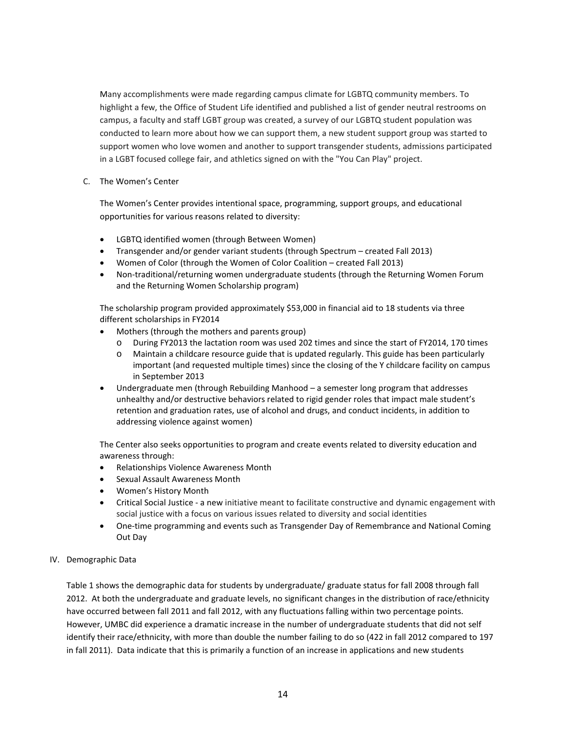Many accomplishments were made regarding campus climate for LGBTQ community members. To highlight a few, the Office of Student Life identified and published a list of gender neutral restrooms on campus, a faculty and staff LGBT group was created, a survey of our LGBTQ student population was conducted to learn more about how we can support them, a new student support group was started to support women who love women and another to support transgender students, admissions participated in a LGBT focused college fair, and athletics signed on with the "You Can Play" project.

### C. The Women's Center

The Women's Center provides intentional space, programming, support groups, and educational opportunities for various reasons related to diversity:

- LGBTQ identified women (through Between Women)
- Transgender and/or gender variant students (through Spectrum – created Fall 2013)
- Women of Color (through the Women of Color Coalition – created Fall 2013)
- Non-traditional/returning women undergraduate students (through the Returning Women Forum and the Returning Women Scholarship program)

The scholarship program provided approximately $53,000 in financial aid to 18 students via three different scholarships in FY2014

- Mothers (through the mothers and parents group)
  - During FY2013 the lactation room was used 202 times and since the start of FY2014, 170 times
  - Maintain a childcare resource guide that is updated regularly. This guide has been particularly important (and requested multiple times) since the closing of the Y childcare facility on campus in September 2013
- Undergraduate men (through Rebuilding Manhood – a semester long program that addresses unhealthy and/or destructive behaviors related to rigid gender roles that impact male student's retention and graduation rates, use of alcohol and drugs, and conduct incidents, in addition to addressing violence against women)

The Center also seeks opportunities to program and create events related to diversity education and awareness through:

- Relationships Violence Awareness Month
- Sexual Assault Awareness Month
- Women's History Month
- Critical Social Justice - a new initiative meant to facilitate constructive and dynamic engagement with social justice with a focus on various issues related to diversity and social identities
- One-time programming and events such as Transgender Day of Remembrance and National Coming Out Day

## IV. Demographic Data

Table 1 shows the demographic data for students by undergraduate/ graduate status for fall 2008 through fall 2012. At both the undergraduate and graduate levels, no significant changes in the distribution of race/ethnicity have occurred between fall 2011 and fall 2012, with any fluctuations falling within two percentage points. However, UMBC did experience a dramatic increase in the number of undergraduate students that did not self identify their race/ethnicity, with more than double the number failing to do so (422 in fall 2012 compared to 197 in fall 2011). Data indicate that this is primarily a function of an increase in applications and new students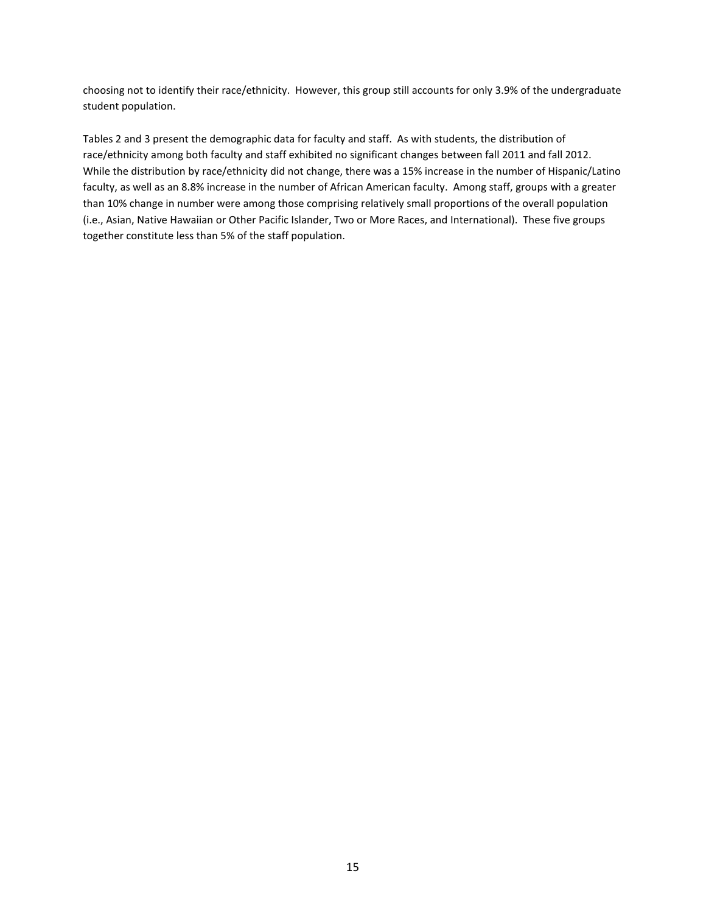choosing not to identify their race/ethnicity. However, this group still accounts for only 3.9% of the undergraduate student population.

Tables 2 and 3 present the demographic data for faculty and staff. As with students, the distribution of race/ethnicity among both faculty and staff exhibited no significant changes between fall 2011 and fall 2012. While the distribution by race/ethnicity did not change, there was a 15% increase in the number of Hispanic/Latino faculty, as well as an 8.8% increase in the number of African American faculty. Among staff, groups with a greater than 10% change in number were among those comprising relatively small proportions of the overall population (i.e., Asian, Native Hawaiian or Other Pacific Islander, Two or More Races, and International). These five groups together constitute less than 5% of the staff population.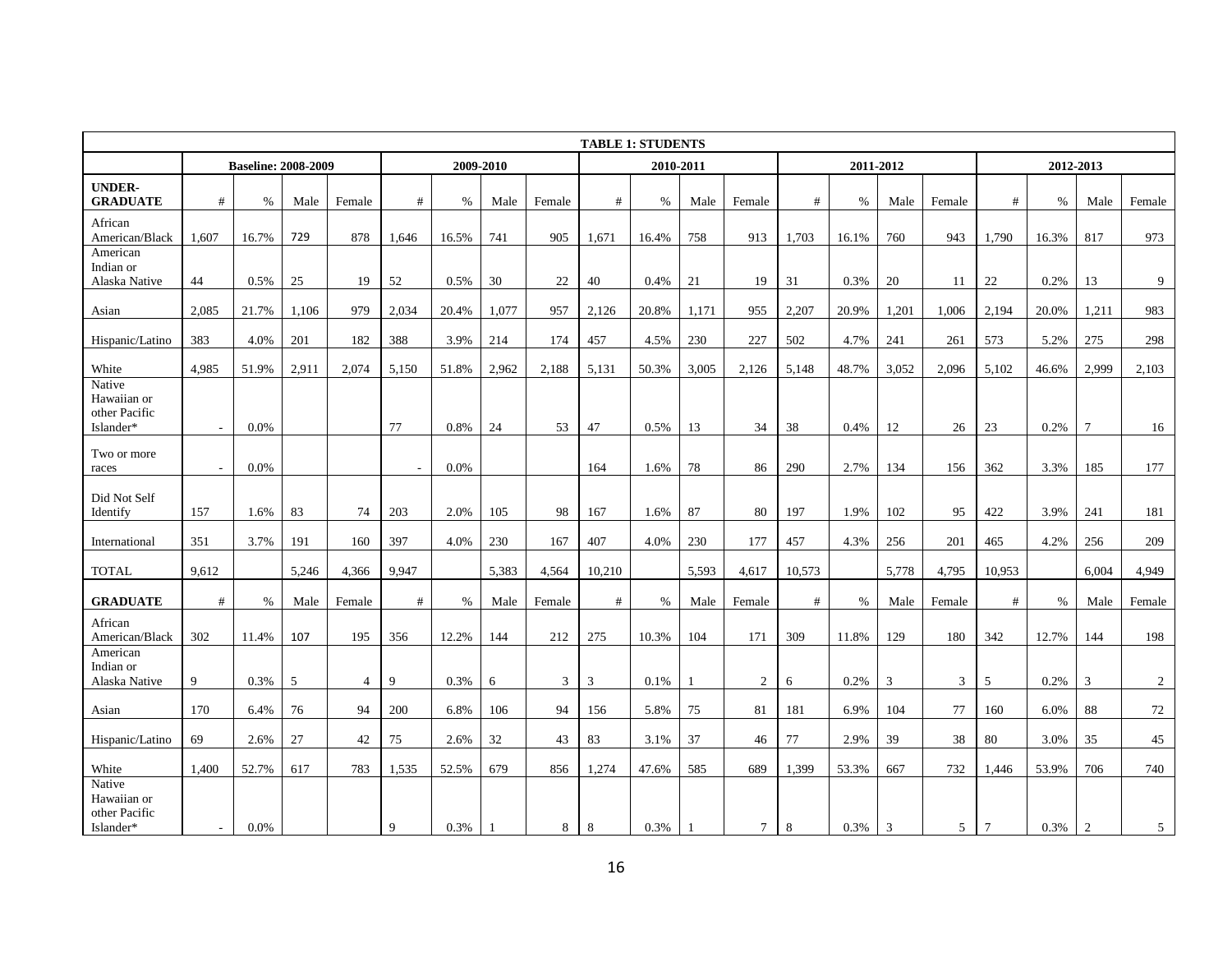| TABLE 1: STUDENTS | | | | | | | | | | | | | | | | | | | | |
|---|---|---|---|---|---|---|---|---|---|---|---|---|---|---|---|---|---|---|---|---|
| | Baseline: 2008-2009 | | | | 2009-2010 | | | | 2010-2011 | | | | 2011-2012 | | | | 2012-2013 | | | |
| **UNDER-GRADUATE** | # | % | Male | Female | # | % | Male | Female | # | % | Male | Female | # | % | Male | Female | # | % | Male | Female |
| African American/Black | 1,607 | 16.7% | 729 | 878 | 1,646 | 16.5% | 741 | 905 | 1,671 | 16.4% | 758 | 913 | 1,703 | 16.1% | 760 | 943 | 1,790 | 16.3% | 817 | 973 |
| American Indian or Alaska Native | 44 | 0.5% | 25 | 19 | 52 | 0.5% | 30 | 22 | 40 | 0.4% | 21 | 19 | 31 | 0.3% | 20 | 11 | 22 | 0.2% | 13 | 9 |
| Asian | 2,085 | 21.7% | 1,106 | 979 | 2,034 | 20.4% | 1,077 | 957 | 2,126 | 20.8% | 1,171 | 955 | 2,207 | 20.9% | 1,201 | 1,006 | 2,194 | 20.0% | 1,211 | 983 |
| Hispanic/Latino | 383 | 4.0% | 201 | 182 | 388 | 3.9% | 214 | 174 | 457 | 4.5% | 230 | 227 | 502 | 4.7% | 241 | 261 | 573 | 5.2% | 275 | 298 |
| White | 4,985 | 51.9% | 2,911 | 2,074 | 5,150 | 51.8% | 2,962 | 2,188 | 5,131 | 50.3% | 3,005 | 2,126 | 5,148 | 48.7% | 3,052 | 2,096 | 5,102 | 46.6% | 2,999 | 2,103 |
| Native Hawaiian or other Pacific Islander* | - | 0.0% | | | 77 | 0.8% | 24 | 53 | 47 | 0.5% | 13 | 34 | 38 | 0.4% | 12 | 26 | 23 | 0.2% | 7 | 16 |
| Two or more races | - | 0.0% | | | - | 0.0% | | | 164 | 1.6% | 78 | 86 | 290 | 2.7% | 134 | 156 | 362 | 3.3% | 185 | 177 |
| Did Not Self Identify | 157 | 1.6% | 83 | 74 | 203 | 2.0% | 105 | 98 | 167 | 1.6% | 87 | 80 | 197 | 1.9% | 102 | 95 | 422 | 3.9% | 241 | 181 |
| International | 351 | 3.7% | 191 | 160 | 397 | 4.0% | 230 | 167 | 407 | 4.0% | 230 | 177 | 457 | 4.3% | 256 | 201 | 465 | 4.2% | 256 | 209 |
| TOTAL | 9,612 | | 5,246 | 4,366 | 9,947 | | 5,383 | 4,564 | 10,210 | | 5,593 | 4,617 | 10,573 | | 5,778 | 4,795 | 10,953 | | 6,004 | 4,949 |
| **GRADUATE** | # | % | Male | Female | # | % | Male | Female | # | % | Male | Female | # | % | Male | Female | # | % | Male | Female |
| African American/Black | 302 | 11.4% | 107 | 195 | 356 | 12.2% | 144 | 212 | 275 | 10.3% | 104 | 171 | 309 | 11.8% | 129 | 180 | 342 | 12.7% | 144 | 198 |
| American Indian or Alaska Native | 9 | 0.3% | 5 | 4 | 9 | 0.3% | 6 | 3 | 3 | 0.1% | 1 | 2 | 6 | 0.2% | 3 | 3 | 5 | 0.2% | 3 | 2 |
| Asian | 170 | 6.4% | 76 | 94 | 200 | 6.8% | 106 | 94 | 156 | 5.8% | 75 | 81 | 181 | 6.9% | 104 | 77 | 160 | 6.0% | 88 | 72 |
| Hispanic/Latino | 69 | 2.6% | 27 | 42 | 75 | 2.6% | 32 | 43 | 83 | 3.1% | 37 | 46 | 77 | 2.9% | 39 | 38 | 80 | 3.0% | 35 | 45 |
| White | 1,400 | 52.7% | 617 | 783 | 1,535 | 52.5% | 679 | 856 | 1,274 | 47.6% | 585 | 689 | 1,399 | 53.3% | 667 | 732 | 1,446 | 53.9% | 706 | 740 |
| Native Hawaiian or other Pacific Islander* | - | 0.0% | | | 9 | 0.3% | 1 | 8 | 8 | 0.3% | 1 | 7 | 8 | 0.3% | 3 | 5 | 7 | 0.3% | 2 | 5 |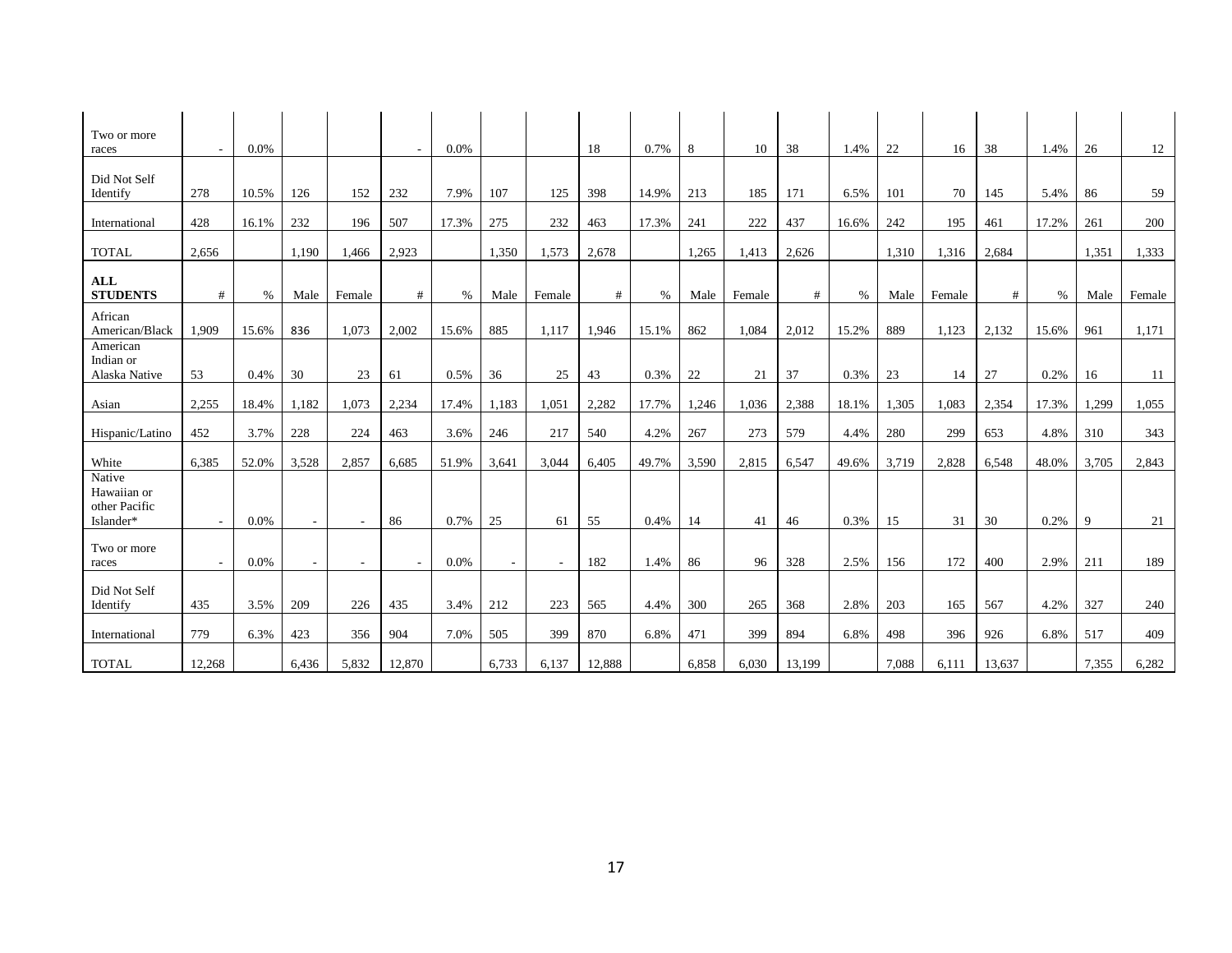| Two or more races | - | 0.0% | | | - | 0.0% | | | 18 | 0.7% | 8 | 10 | 38 | 1.4% | 22 | 16 | 38 | 1.4% | 26 | 12 |
|---|---|---|---|---|---|---|---|---|---|---|---|---|---|---|---|---|---|---|---|---|
| Did Not Self Identify | 278 | 10.5% | 126 | 152 | 232 | 7.9% | 107 | 125 | 398 | 14.9% | 213 | 185 | 171 | 6.5% | 101 | 70 | 145 | 5.4% | 86 | 59 |
| International | 428 | 16.1% | 232 | 196 | 507 | 17.3% | 275 | 232 | 463 | 17.3% | 241 | 222 | 437 | 16.6% | 242 | 195 | 461 | 17.2% | 261 | 200 |
| TOTAL | 2,656 | | 1,190 | 1,466 | 2,923 | | 1,350 | 1,573 | 2,678 | | 1,265 | 1,413 | 2,626 | | 1,310 | 1,316 | 2,684 | | 1,351 | 1,333 |
| **ALL STUDENTS** | # | % | Male | Female | # | % | Male | Female | # | % | Male | Female | # | % | Male | Female | # | % | Male | Female |
| African American/Black | 1,909 | 15.6% | 836 | 1,073 | 2,002 | 15.6% | 885 | 1,117 | 1,946 | 15.1% | 862 | 1,084 | 2,012 | 15.2% | 889 | 1,123 | 2,132 | 15.6% | 961 | 1,171 |
| American Indian or Alaska Native | 53 | 0.4% | 30 | 23 | 61 | 0.5% | 36 | 25 | 43 | 0.3% | 22 | 21 | 37 | 0.3% | 23 | 14 | 27 | 0.2% | 16 | 11 |
| Asian | 2,255 | 18.4% | 1,182 | 1,073 | 2,234 | 17.4% | 1,183 | 1,051 | 2,282 | 17.7% | 1,246 | 1,036 | 2,388 | 18.1% | 1,305 | 1,083 | 2,354 | 17.3% | 1,299 | 1,055 |
| Hispanic/Latino | 452 | 3.7% | 228 | 224 | 463 | 3.6% | 246 | 217 | 540 | 4.2% | 267 | 273 | 579 | 4.4% | 280 | 299 | 653 | 4.8% | 310 | 343 |
| White | 6,385 | 52.0% | 3,528 | 2,857 | 6,685 | 51.9% | 3,641 | 3,044 | 6,405 | 49.7% | 3,590 | 2,815 | 6,547 | 49.6% | 3,719 | 2,828 | 6,548 | 48.0% | 3,705 | 2,843 |
| Native Hawaiian or other Pacific Islander* | - | 0.0% | - | - | 86 | 0.7% | 25 | 61 | 55 | 0.4% | 14 | 41 | 46 | 0.3% | 15 | 31 | 30 | 0.2% | 9 | 21 |
| Two or more races | - | 0.0% | - | - | - | 0.0% | - | - | 182 | 1.4% | 86 | 96 | 328 | 2.5% | 156 | 172 | 400 | 2.9% | 211 | 189 |
| Did Not Self Identify | 435 | 3.5% | 209 | 226 | 435 | 3.4% | 212 | 223 | 565 | 4.4% | 300 | 265 | 368 | 2.8% | 203 | 165 | 567 | 4.2% | 327 | 240 |
| International | 779 | 6.3% | 423 | 356 | 904 | 7.0% | 505 | 399 | 870 | 6.8% | 471 | 399 | 894 | 6.8% | 498 | 396 | 926 | 6.8% | 517 | 409 |
| TOTAL | 12,268 | | 6,436 | 5,832 | 12,870 | | 6,733 | 6,137 | 12,888 | | 6,858 | 6,030 | 13,199 | | 7,088 | 6,111 | 13,637 | | 7,355 | 6,282 |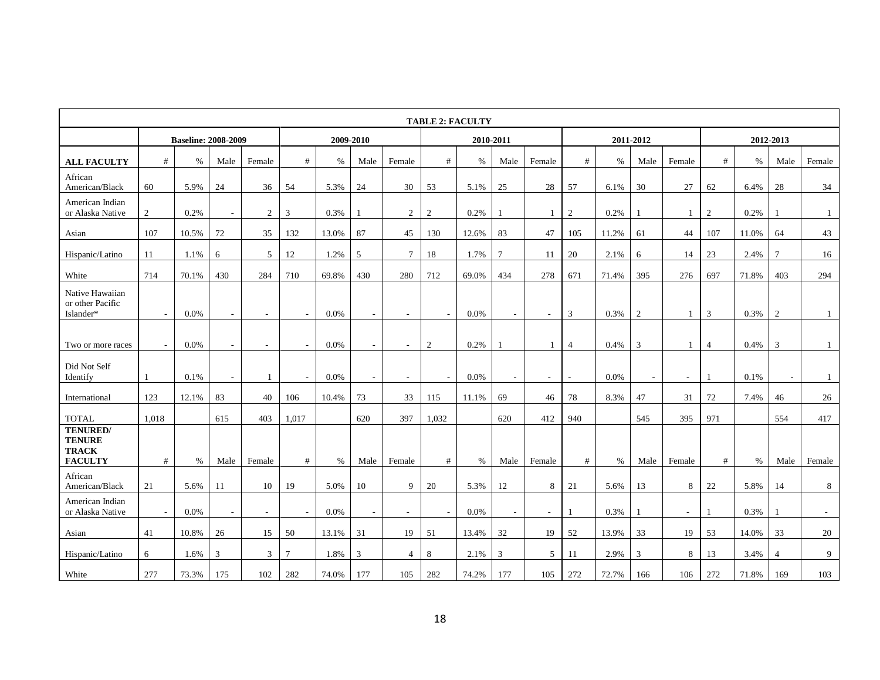| TABLE 2: FACULTY | | | | | | | | | | | | | | | | | | | | |
|---|---|---|---|---|---|---|---|---|---|---|---|---|---|---|---|---|---|---|---|---|
| | Baseline: 2008-2009 | | | | 2009-2010 | | | | 2010-2011 | | | | 2011-2012 | | | | 2012-2013 | | | |
| **ALL FACULTY** | # | % | Male | Female | # | % | Male | Female | # | % | Male | Female | # | % | Male | Female | # | % | Male | Female |
| African American/Black | 60 | 5.9% | 24 | 36 | 54 | 5.3% | 24 | 30 | 53 | 5.1% | 25 | 28 | 57 | 6.1% | 30 | 27 | 62 | 6.4% | 28 | 34 |
| American Indian or Alaska Native | 2 | 0.2% | - | 2 | 3 | 0.3% | 1 | 2 | 2 | 0.2% | 1 | 1 | 2 | 0.2% | 1 | 1 | 2 | 0.2% | 1 | 1 |
| Asian | 107 | 10.5% | 72 | 35 | 132 | 13.0% | 87 | 45 | 130 | 12.6% | 83 | 47 | 105 | 11.2% | 61 | 44 | 107 | 11.0% | 64 | 43 |
| Hispanic/Latino | 11 | 1.1% | 6 | 5 | 12 | 1.2% | 5 | 7 | 18 | 1.7% | 7 | 11 | 20 | 2.1% | 6 | 14 | 23 | 2.4% | 7 | 16 |
| White | 714 | 70.1% | 430 | 284 | 710 | 69.8% | 430 | 280 | 712 | 69.0% | 434 | 278 | 671 | 71.4% | 395 | 276 | 697 | 71.8% | 403 | 294 |
| Native Hawaiian or other Pacific Islander* | - | 0.0% | - | - | - | 0.0% | - | - | - | 0.0% | - | - | 3 | 0.3% | 2 | 1 | 3 | 0.3% | 2 | 1 |
| Two or more races | - | 0.0% | - | - | - | 0.0% | - | - | 2 | 0.2% | 1 | 1 | 4 | 0.4% | 3 | 1 | 4 | 0.4% | 3 | 1 |
| Did Not Self Identify | 1 | 0.1% | - | 1 | - | 0.0% | - | - | - | 0.0% | - | - | - | 0.0% | - | - | 1 | 0.1% | - | 1 |
| International | 123 | 12.1% | 83 | 40 | 106 | 10.4% | 73 | 33 | 115 | 11.1% | 69 | 46 | 78 | 8.3% | 47 | 31 | 72 | 7.4% | 46 | 26 |
| TOTAL | 1,018 | | 615 | 403 | 1,017 | | 620 | 397 | 1,032 | | 620 | 412 | 940 | | 545 | 395 | 971 | | 554 | 417 |
| **TENURED/ TENURE TRACK FACULTY** | # | % | Male | Female | # | % | Male | Female | # | % | Male | Female | # | % | Male | Female | # | % | Male | Female |
| African American/Black | 21 | 5.6% | 11 | 10 | 19 | 5.0% | 10 | 9 | 20 | 5.3% | 12 | 8 | 21 | 5.6% | 13 | 8 | 22 | 5.8% | 14 | 8 |
| American Indian or Alaska Native | - | 0.0% | - | - | - | 0.0% | - | - | - | 0.0% | - | - | 1 | 0.3% | 1 | - | 1 | 0.3% | 1 | - |
| Asian | 41 | 10.8% | 26 | 15 | 50 | 13.1% | 31 | 19 | 51 | 13.4% | 32 | 19 | 52 | 13.9% | 33 | 19 | 53 | 14.0% | 33 | 20 |
| Hispanic/Latino | 6 | 1.6% | 3 | 3 | 7 | 1.8% | 3 | 4 | 8 | 2.1% | 3 | 5 | 11 | 2.9% | 3 | 8 | 13 | 3.4% | 4 | 9 |
| White | 277 | 73.3% | 175 | 102 | 282 | 74.0% | 177 | 105 | 282 | 74.2% | 177 | 105 | 272 | 72.7% | 166 | 106 | 272 | 71.8% | 169 | 103 |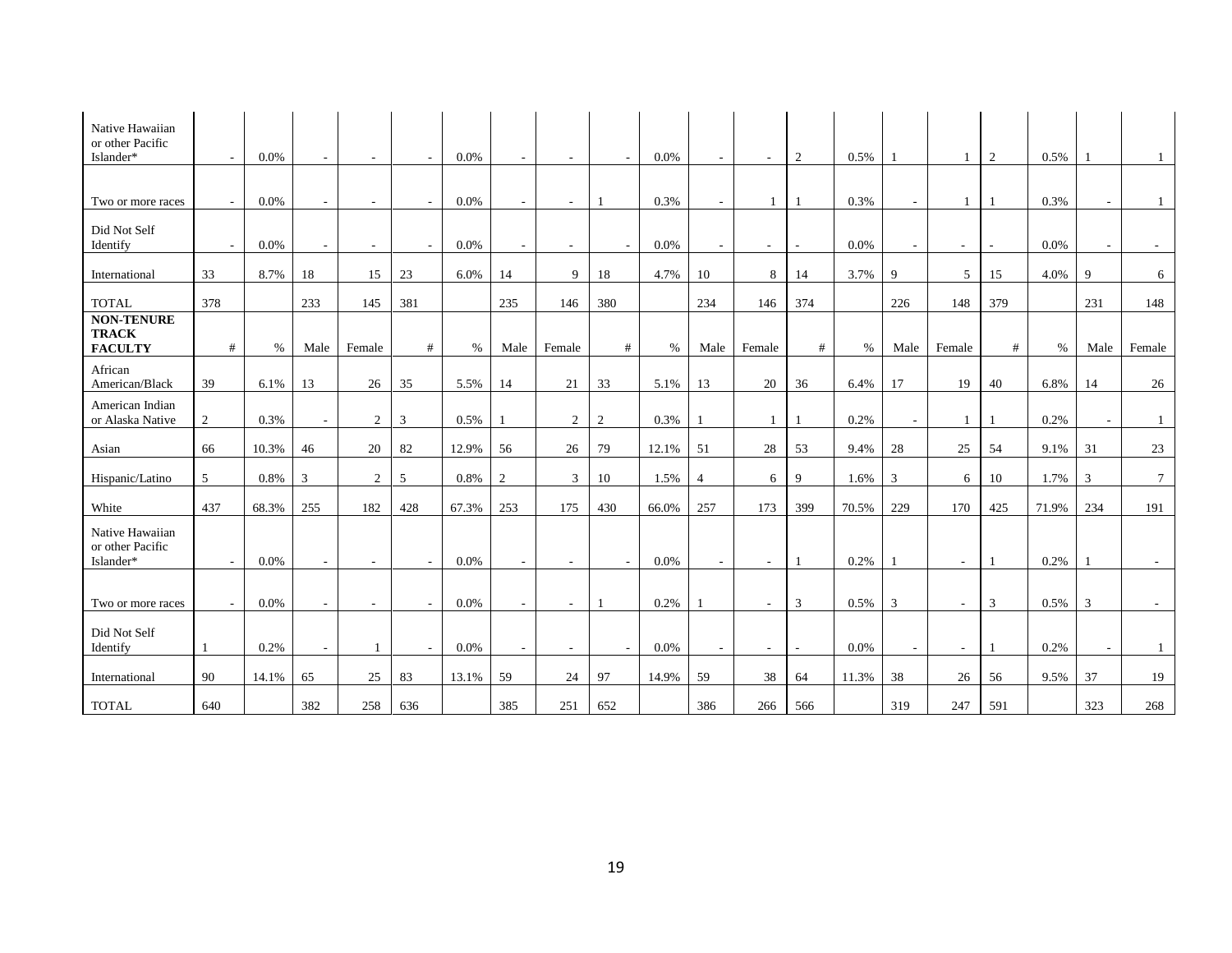| | | | | | | | | | | | | | | | | | | | | |
|---|---|---|---|---|---|---|---|---|---|---|---|---|---|---|---|---|---|---|---|---|
| Native Hawaiian or other Pacific Islander* | - | 0.0% | - | - | - | 0.0% | - | - | - | 0.0% | - | - | 2 | 0.5% | 1 | 1 | 2 | 0.5% | 1 | 1 |
| Two or more races | - | 0.0% | - | - | - | 0.0% | - | - | 1 | 0.3% | - | 1 | 1 | 0.3% | - | 1 | 1 | 0.3% | - | 1 |
| Did Not Self Identify | - | 0.0% | - | - | - | 0.0% | - | - | - | 0.0% | - | - | - | 0.0% | - | - | - | 0.0% | - | - |
| International | 33 | 8.7% | 18 | 15 | 23 | 6.0% | 14 | 9 | 18 | 4.7% | 10 | 8 | 14 | 3.7% | 9 | 5 | 15 | 4.0% | 9 | 6 |
| TOTAL | 378 | | 233 | 145 | 381 | | 235 | 146 | 380 | | 234 | 146 | 374 | | 226 | 148 | 379 | | 231 | 148 |
| **NON-TENURE TRACK FACULTY** | # | % | Male | Female | # | % | Male | Female | # | % | Male | Female | # | % | Male | Female | # | % | Male | Female |
| African American/Black | 39 | 6.1% | 13 | 26 | 35 | 5.5% | 14 | 21 | 33 | 5.1% | 13 | 20 | 36 | 6.4% | 17 | 19 | 40 | 6.8% | 14 | 26 |
| American Indian or Alaska Native | 2 | 0.3% | - | 2 | 3 | 0.5% | 1 | 2 | 2 | 0.3% | 1 | 1 | 1 | 0.2% | - | 1 | 1 | 0.2% | - | 1 |
| Asian | 66 | 10.3% | 46 | 20 | 82 | 12.9% | 56 | 26 | 79 | 12.1% | 51 | 28 | 53 | 9.4% | 28 | 25 | 54 | 9.1% | 31 | 23 |
| Hispanic/Latino | 5 | 0.8% | 3 | 2 | 5 | 0.8% | 2 | 3 | 10 | 1.5% | 4 | 6 | 9 | 1.6% | 3 | 6 | 10 | 1.7% | 3 | 7 |
| White | 437 | 68.3% | 255 | 182 | 428 | 67.3% | 253 | 175 | 430 | 66.0% | 257 | 173 | 399 | 70.5% | 229 | 170 | 425 | 71.9% | 234 | 191 |
| Native Hawaiian or other Pacific Islander* | - | 0.0% | - | - | - | 0.0% | - | - | - | 0.0% | - | - | 1 | 0.2% | 1 | - | 1 | 0.2% | 1 | - |
| Two or more races | - | 0.0% | - | - | - | 0.0% | - | - | 1 | 0.2% | 1 | - | 3 | 0.5% | 3 | - | 3 | 0.5% | 3 | - |
| Did Not Self Identify | 1 | 0.2% | - | 1 | - | 0.0% | - | - | - | 0.0% | - | - | - | 0.0% | - | - | 1 | 0.2% | - | 1 |
| International | 90 | 14.1% | 65 | 25 | 83 | 13.1% | 59 | 24 | 97 | 14.9% | 59 | 38 | 64 | 11.3% | 38 | 26 | 56 | 9.5% | 37 | 19 |
| TOTAL | 640 | | 382 | 258 | 636 | | 385 | 251 | 652 | | 386 | 266 | 566 | | 319 | 247 | 591 | | 323 | 268 |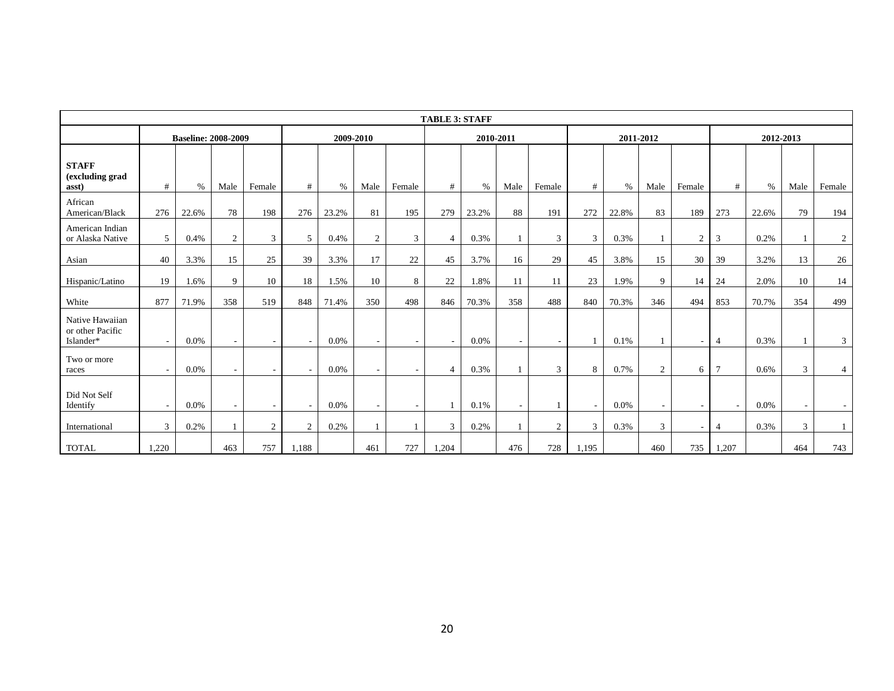| TABLE 3: STAFF | | | | | | | | | | | | | | | | | | | | |
|---|---|---|---|---|---|---|---|---|---|---|---|---|---|---|---|---|---|---|---|---|
| | Baseline: 2008-2009 | | | | 2009-2010 | | | | 2010-2011 | | | | 2011-2012 | | | | 2012-2013 | | | |
| **STAFF (excluding grad asst)** | # | % | Male | Female | # | % | Male | Female | # | % | Male | Female | # | % | Male | Female | # | % | Male | Female |
| African American/Black | 276 | 22.6% | 78 | 198 | 276 | 23.2% | 81 | 195 | 279 | 23.2% | 88 | 191 | 272 | 22.8% | 83 | 189 | 273 | 22.6% | 79 | 194 |
| American Indian or Alaska Native | 5 | 0.4% | 2 | 3 | 5 | 0.4% | 2 | 3 | 4 | 0.3% | 1 | 3 | 3 | 0.3% | 1 | 2 | 3 | 0.2% | 1 | 2 |
| Asian | 40 | 3.3% | 15 | 25 | 39 | 3.3% | 17 | 22 | 45 | 3.7% | 16 | 29 | 45 | 3.8% | 15 | 30 | 39 | 3.2% | 13 | 26 |
| Hispanic/Latino | 19 | 1.6% | 9 | 10 | 18 | 1.5% | 10 | 8 | 22 | 1.8% | 11 | 11 | 23 | 1.9% | 9 | 14 | 24 | 2.0% | 10 | 14 |
| White | 877 | 71.9% | 358 | 519 | 848 | 71.4% | 350 | 498 | 846 | 70.3% | 358 | 488 | 840 | 70.3% | 346 | 494 | 853 | 70.7% | 354 | 499 |
| Native Hawaiian or other Pacific Islander* | - | 0.0% | - | - | - | 0.0% | - | - | - | 0.0% | - | - | 1 | 0.1% | 1 | - | 4 | 0.3% | 1 | 3 |
| Two or more races | - | 0.0% | - | - | - | 0.0% | - | - | 4 | 0.3% | 1 | 3 | 8 | 0.7% | 2 | 6 | 7 | 0.6% | 3 | 4 |
| Did Not Self Identify | - | 0.0% | - | - | - | 0.0% | - | - | 1 | 0.1% | - | 1 | - | 0.0% | - | - | - | 0.0% | - | - |
| International | 3 | 0.2% | 1 | 2 | 2 | 0.2% | 1 | 1 | 3 | 0.2% | 1 | 2 | 3 | 0.3% | 3 | - | 4 | 0.3% | 3 | 1 |
| TOTAL | 1,220 | | 463 | 757 | 1,188 | | 461 | 727 | 1,204 | | 476 | 728 | 1,195 | | 460 | 735 | 1,207 | | 464 | 743 |